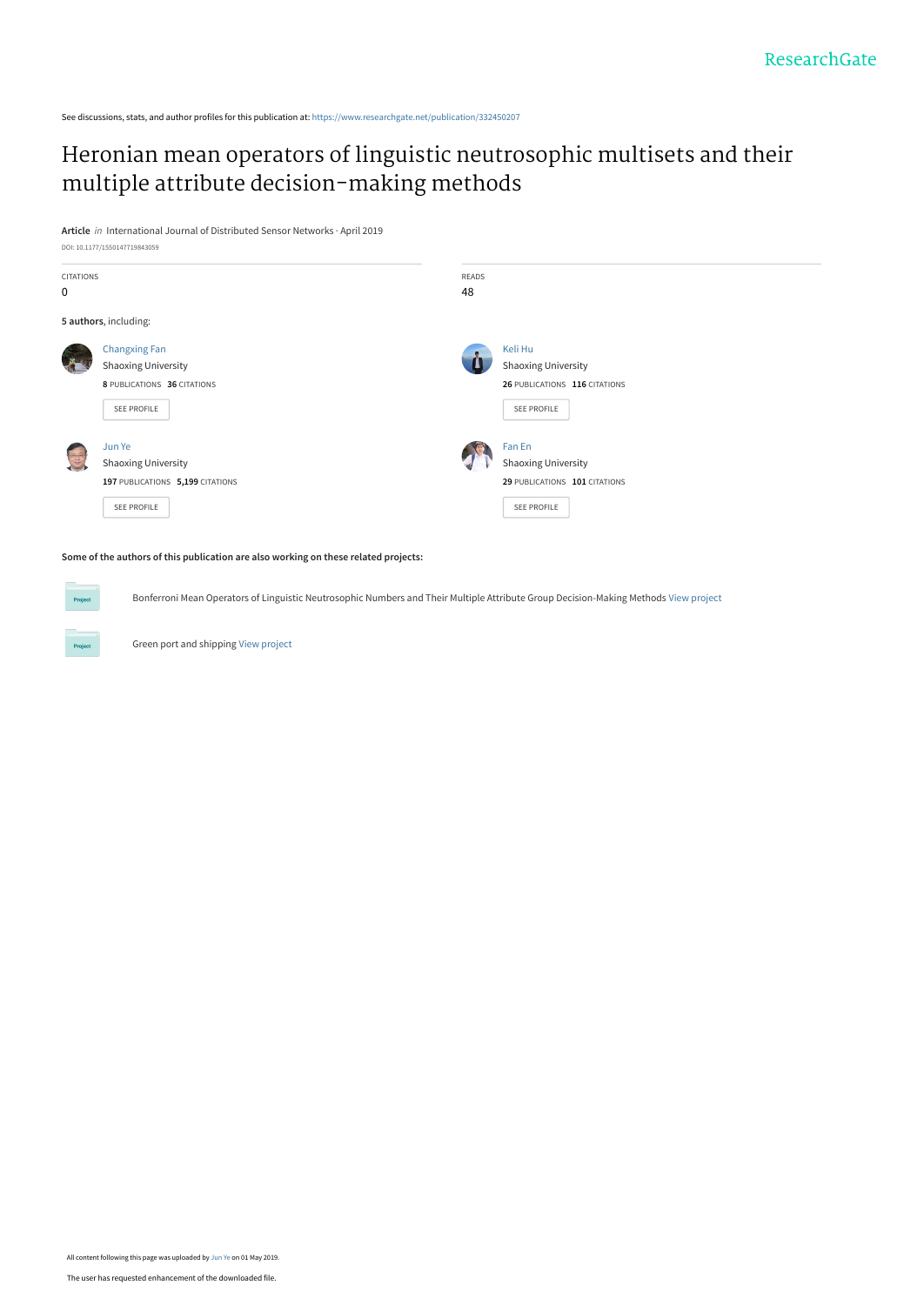See discussions, stats, and author profiles for this publication at: https://www.researchgate.net/publication/332450207

# Heronian mean operators of linguistic neutrosophic multisets and their multiple attribute decision-making methods

**Article** *in* International Journal of Distributed Sensor Networks · April 2019

DOI: 10.1177/1550147719843059

| CITATIONS | READS |
|---|---|
| 0 | 48 |

**5 authors**, including:

**Changxing Fan**
Shaoxing University
8 PUBLICATIONS 36 CITATIONS
SEE PROFILE

**Keli Hu**
Shaoxing University
26 PUBLICATIONS 116 CITATIONS
SEE PROFILE

**Jun Ye**
Shaoxing University
197 PUBLICATIONS 5,199 CITATIONS
SEE PROFILE

**Fan En**
Shaoxing University
29 PUBLICATIONS 101 CITATIONS
SEE PROFILE

**Some of the authors of this publication are also working on these related projects:**

Bonferroni Mean Operators of Linguistic Neutrosophic Numbers and Their Multiple Attribute Group Decision-Making Methods View project

Green port and shipping View project

All content following this page was uploaded by Jun Ye on 01 May 2019.

The user has requested enhancement of the downloaded file.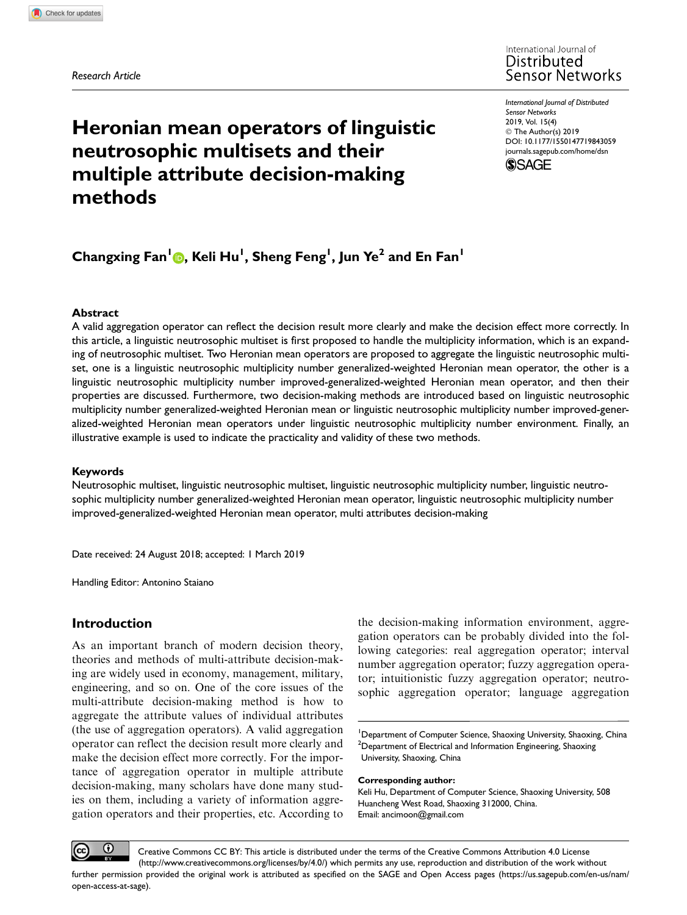*Research Article*

# Heronian mean operators of linguistic neutrosophic multisets and their multiple attribute decision-making methods

**Changxing Fan[1], Keli Hu[1], Sheng Feng[1], Jun Ye[2] and En Fan[1]**

## Abstract

A valid aggregation operator can reflect the decision result more clearly and make the decision effect more correctly. In this article, a linguistic neutrosophic multiset is first proposed to handle the multiplicity information, which is an expanding of neutrosophic multiset. Two Heronian mean operators are proposed to aggregate the linguistic neutrosophic multiset, one is a linguistic neutrosophic multiplicity number generalized-weighted Heronian mean operator, the other is a linguistic neutrosophic multiplicity number improved-generalized-weighted Heronian mean operator, and then their properties are discussed. Furthermore, two decision-making methods are introduced based on linguistic neutrosophic multiplicity number generalized-weighted Heronian mean or linguistic neutrosophic multiplicity number improved-generalized-weighted Heronian mean operators under linguistic neutrosophic multiplicity number environment. Finally, an illustrative example is used to indicate the practicality and validity of these two methods.

## Keywords

Neutrosophic multiset, linguistic neutrosophic multiset, linguistic neutrosophic multiplicity number, linguistic neutrosophic multiplicity number generalized-weighted Heronian mean operator, linguistic neutrosophic multiplicity number improved-generalized-weighted Heronian mean operator, multi attributes decision-making

Date received: 24 August 2018; accepted: 1 March 2019

Handling Editor: Antonino Staiano

## Introduction

As an important branch of modern decision theory, theories and methods of multi-attribute decision-making are widely used in economy, management, military, engineering, and so on. One of the core issues of the multi-attribute decision-making method is how to aggregate the attribute values of individual attributes (the use of aggregation operators). A valid aggregation operator can reflect the decision result more clearly and make the decision effect more correctly. For the importance of aggregation operator in multiple attribute decision-making, many scholars have done many studies on them, including a variety of information aggregation operators and their properties, etc. According to the decision-making information environment, aggregation operators can be probably divided into the following categories: real aggregation operator; interval number aggregation operator; fuzzy aggregation operator; intuitionistic fuzzy aggregation operator; neutrosophic aggregation operator; language aggregation

[1]Department of Computer Science, Shaoxing University, Shaoxing, China
[2]Department of Electrical and Information Engineering, Shaoxing University, Shaoxing, China

**Corresponding author:**
Keli Hu, Department of Computer Science, Shaoxing University, 508 Huancheng West Road, Shaoxing 312000, China.
Email: ancimoon@gmail.com

Creative Commons CC BY: This article is distributed under the terms of the Creative Commons Attribution 4.0 License (http://www.creativecommons.org/licenses/by/4.0/) which permits any use, reproduction and distribution of the work without further permission provided the original work is attributed as specified on the SAGE and Open Access pages (https://us.sagepub.com/en-us/nam/open-access-at-sage).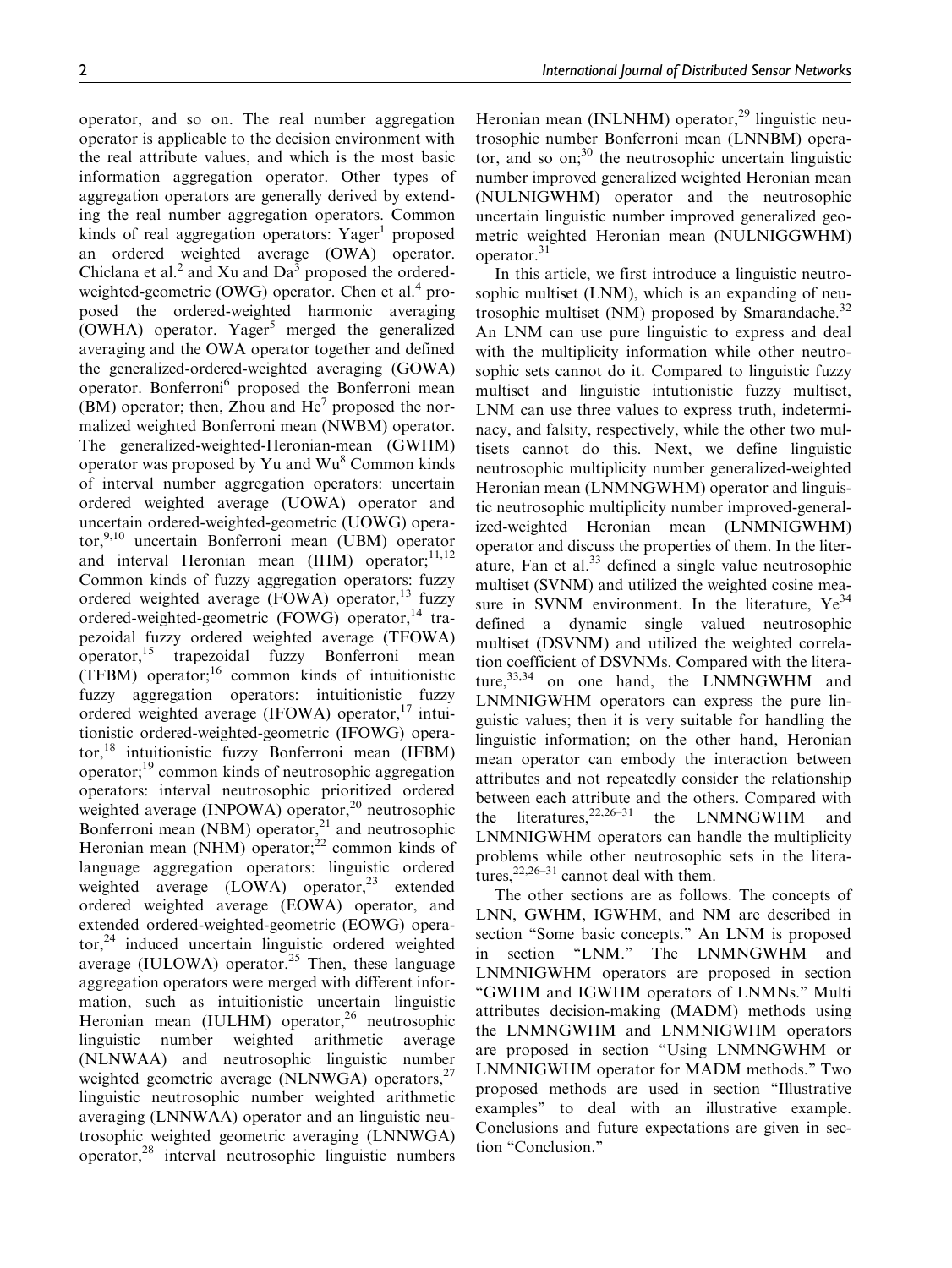operator, and so on. The real number aggregation operator is applicable to the decision environment with the real attribute values, and which is the most basic information aggregation operator. Other types of aggregation operators are generally derived by extending the real number aggregation operators. Common kinds of real aggregation operators: Yager[1] proposed an ordered weighted average (OWA) operator. Chiclana et al.[2] and Xu and Da[3] proposed the ordered-weighted-geometric (OWG) operator. Chen et al.[4] proposed the ordered-weighted harmonic averaging (OWHA) operator. Yager[5] merged the generalized averaging and the OWA operator together and defined the generalized-ordered-weighted averaging (GOWA) operator. Bonferroni[6] proposed the Bonferroni mean (BM) operator; then, Zhou and He[7] proposed the normalized weighted Bonferroni mean (NWBM) operator. The generalized-weighted-Heronian-mean (GWHM) operator was proposed by Yu and Wu[8] Common kinds of interval number aggregation operators: uncertain ordered weighted average (UOWA) operator and uncertain ordered-weighted-geometric (UOWG) operator,[9,10] uncertain Bonferroni mean (UBM) operator and interval Heronian mean (IHM) operator;[11,12] Common kinds of fuzzy aggregation operators: fuzzy ordered weighted average (FOWA) operator,[13] fuzzy ordered-weighted-geometric (FOWG) operator,[14] trapezoidal fuzzy ordered weighted average (TFOWA) operator,[15] trapezoidal fuzzy Bonferroni mean (TFBM) operator;[16] common kinds of intuitionistic fuzzy aggregation operators: intuitionistic fuzzy ordered weighted average (IFOWA) operator,[17] intuitionistic ordered-weighted-geometric (IFOWG) operator,[18] intuitionistic fuzzy Bonferroni mean (IFBM) operator;[19] common kinds of neutrosophic aggregation operators: interval neutrosophic prioritized ordered weighted average (INPOWA) operator,[20] neutrosophic Bonferroni mean (NBM) operator,[21] and neutrosophic Heronian mean (NHM) operator;[22] common kinds of language aggregation operators: linguistic ordered weighted average (LOWA) operator,[23] extended ordered weighted average (EOWA) operator, and extended ordered-weighted-geometric (EOWG) operator,[24] induced uncertain linguistic ordered weighted average (IULOWA) operator.[25] Then, these language aggregation operators were merged with different information, such as intuitionistic uncertain linguistic Heronian mean (IULHM) operator,[26] neutrosophic linguistic number weighted arithmetic average (NLNWAA) and neutrosophic linguistic number weighted geometric average (NLNWGA) operators,[27] linguistic neutrosophic number weighted arithmetic averaging (LNNWAA) operator and an linguistic neutrosophic weighted geometric averaging (LNNWGA) operator,[28] interval neutrosophic linguistic numbers Heronian mean (INLNHM) operator,[29] linguistic neutrosophic number Bonferroni mean (LNNBM) operator, and so on;[30] the neutrosophic uncertain linguistic number improved generalized weighted Heronian mean (NULNIGWHM) operator and the neutrosophic uncertain linguistic number improved generalized geometric weighted Heronian mean (NULNIGGWHM) operator.[31]

In this article, we first introduce a linguistic neutrosophic multiset (LNM), which is an expanding of neutrosophic multiset (NM) proposed by Smarandache.[32] An LNM can use pure linguistic to express and deal with the multiplicity information while other neutrosophic sets cannot do it. Compared to linguistic fuzzy multiset and linguistic intutionistic fuzzy multiset, LNM can use three values to express truth, indeterminacy, and falsity, respectively, while the other two multisets cannot do this. Next, we define linguistic neutrosophic multiplicity number generalized-weighted Heronian mean (LNMNGWHM) operator and linguistic neutrosophic multiplicity number improved-generalized-weighted Heronian mean (LNMNIGWHM) operator and discuss the properties of them. In the literature, Fan et al.[33] defined a single value neutrosophic multiset (SVNM) and utilized the weighted cosine measure in SVNM environment. In the literature, Ye[34] defined a dynamic single valued neutrosophic multiset (DSVNM) and utilized the weighted correlation coefficient of DSVNMs. Compared with the literature,[33,34] on one hand, the LNMNGWHM and LNMNIGWHM operators can express the pure linguistic values; then it is very suitable for handling the linguistic information; on the other hand, Heronian mean operator can embody the interaction between attributes and not repeatedly consider the relationship between each attribute and the others. Compared with the literatures,[22,26–31] the LNMNGWHM and LNMNIGWHM operators can handle the multiplicity problems while other neutrosophic sets in the literatures,[22,26–31] cannot deal with them.

The other sections are as follows. The concepts of LNN, GWHM, IGWHM, and NM are described in section "Some basic concepts." An LNM is proposed in section "LNM." The LNMNGWHM and LNMNIGWHM operators are proposed in section "GWHM and IGWHM operators of LNMNs." Multi attributes decision-making (MADM) methods using the LNMNGWHM and LNMNIGWHM operators are proposed in section "Using LNMNGWHM or LNMNIGWHM operator for MADM methods." Two proposed methods are used in section "Illustrative examples" to deal with an illustrative example. Conclusions and future expectations are given in section "Conclusion."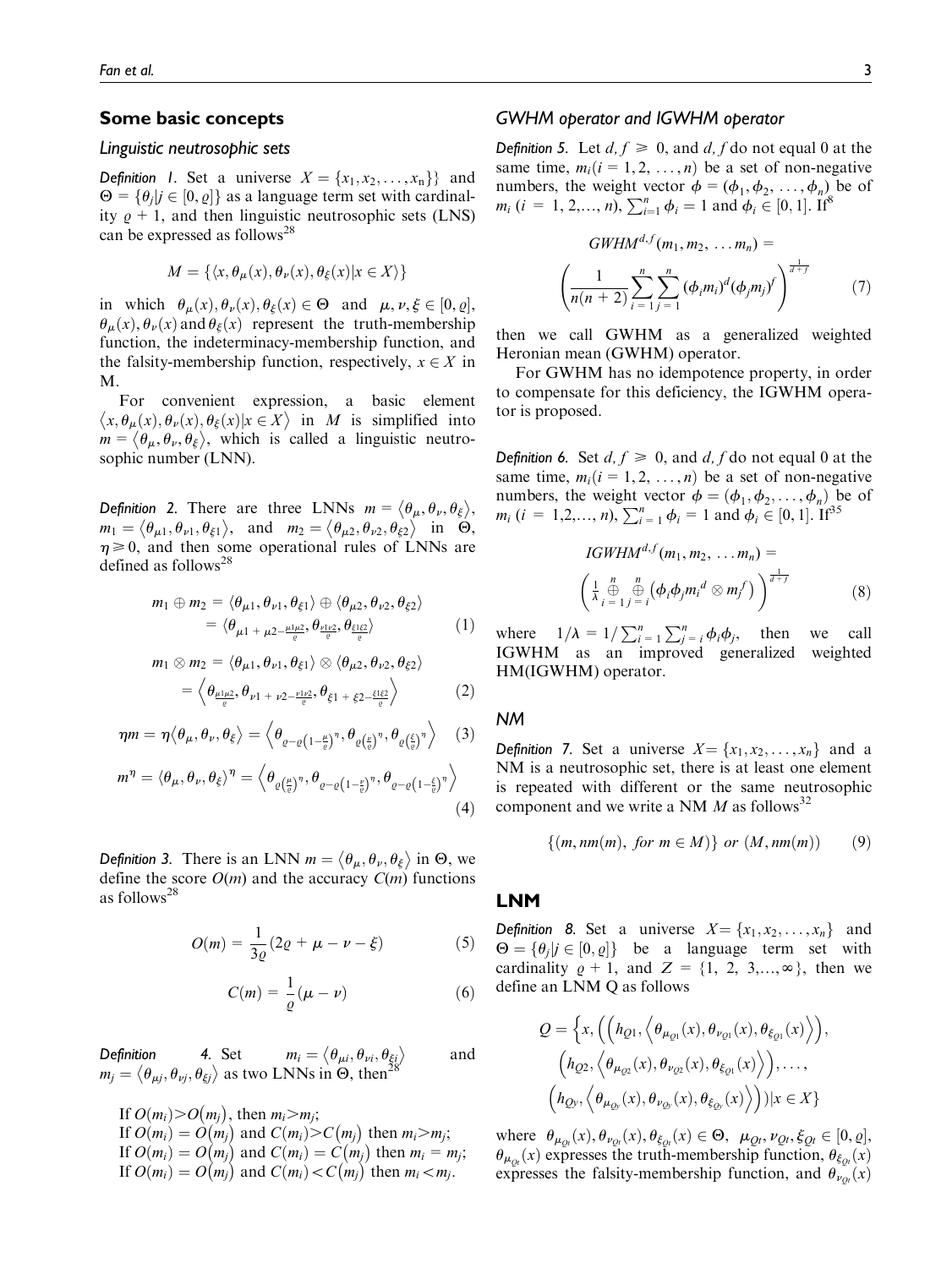## Some basic concepts

### Linguistic neutrosophic sets

*Definition 1.* Set a universe $X = \{x_1, x_2, \ldots, x_n\}\}$ and $\Theta = \{\theta_j | j \in [0, \varrho]\}$ as a language term set with cardinality $\varrho + 1$, and then linguistic neutrosophic sets (LNS) can be expressed as follows[28]

$$M = \{\langle x, \theta_\mu(x), \theta_\nu(x), \theta_\xi(x) | x \in X\rangle\}$$

in which $\theta_\mu(x), \theta_\nu(x), \theta_\xi(x) \in \Theta$ and $\mu, \nu, \xi \in [0, \varrho]$, $\theta_\mu(x), \theta_\nu(x)$ and $\theta_\xi(x)$ represent the truth-membership function, the indeterminacy-membership function, and the falsity-membership function, respectively, $x \in X$ in M.

For convenient expression, a basic element $\langle x, \theta_\mu(x), \theta_\nu(x), \theta_\xi(x) | x \in X\rangle$ in $M$ is simplified into $m = \langle \theta_\mu, \theta_\nu, \theta_\xi\rangle$, which is called a linguistic neutrosophic number (LNN).

*Definition 2.* There are three LNNs $m = \langle \theta_\mu, \theta_\nu, \theta_\xi\rangle$, $m_1 = \langle \theta_{\mu 1}, \theta_{\nu 1}, \theta_{\xi 1}\rangle$, and $m_2 = \langle \theta_{\mu 2}, \theta_{\nu 2}, \theta_{\xi 2}\rangle$ in $\Theta$, $\eta \geqslant 0$, and then some operational rules of LNNs are defined as follows[28]

$$m_1 \oplus m_2 = \langle \theta_{\mu 1}, \theta_{\nu 1}, \theta_{\xi 1}\rangle \oplus \langle \theta_{\mu 2}, \theta_{\nu 2}, \theta_{\xi 2}\rangle = \langle \theta_{\mu 1 + \mu 2 - \frac{\mu 1 \mu 2}{\varrho}}, \theta_{\frac{\nu 1 \nu 2}{\varrho}}, \theta_{\frac{\xi 1 \xi 2}{\varrho}}\rangle \tag{1}$$

$$m_1 \otimes m_2 = \langle \theta_{\mu 1}, \theta_{\nu 1}, \theta_{\xi 1}\rangle \otimes \langle \theta_{\mu 2}, \theta_{\nu 2}, \theta_{\xi 2}\rangle = \left\langle \theta_{\frac{\mu 1 \mu 2}{\varrho}}, \theta_{\nu 1 + \nu 2 - \frac{\nu 1 \nu 2}{\varrho}}, \theta_{\xi 1 + \xi 2 - \frac{\xi 1 \xi 2}{\varrho}}\right\rangle \tag{2}$$

$$\eta m = \eta \langle \theta_\mu, \theta_\nu, \theta_\xi\rangle = \left\langle \theta_{\varrho - \varrho\left(1 - \frac{\mu}{\varrho}\right)^\eta}, \theta_{\varrho\left(\frac{\nu}{\varrho}\right)^\eta}, \theta_{\varrho\left(\frac{\xi}{\varrho}\right)^\eta}\right\rangle \tag{3}$$

$$m^\eta = \langle \theta_\mu, \theta_\nu, \theta_\xi\rangle^\eta = \left\langle \theta_{\varrho\left(\frac{\mu}{\varrho}\right)^\eta}, \theta_{\varrho - \varrho\left(1 - \frac{\nu}{\varrho}\right)^\eta}, \theta_{\varrho - \varrho\left(1 - \frac{\xi}{\varrho}\right)^\eta}\right\rangle \tag{4}$$

*Definition 3.* There is an LNN $m = \langle \theta_\mu, \theta_\nu, \theta_\xi\rangle$ in $\Theta$, we define the score $O(m)$ and the accuracy $C(m)$ functions as follows[28]

$$O(m) = \frac{1}{3\varrho}(2\varrho + \mu - \nu - \xi) \tag{5}$$

$$C(m) = \frac{1}{\varrho}(\mu - \nu) \tag{6}$$

*Definition 4.* Set $m_i = \langle \theta_{\mu i}, \theta_{\nu i}, \theta_{\xi i}\rangle$ and $m_j = \langle \theta_{\mu j}, \theta_{\nu j}, \theta_{\xi j}\rangle$ as two LNNs in $\Theta$, then[28]

If $O(m_i) > O(m_j)$, then $m_i > m_j$;
If $O(m_i) = O(m_j)$ and $C(m_i) > C(m_j)$ then $m_i > m_j$;
If $O(m_i) = O(m_j)$ and $C(m_i) = C(m_j)$ then $m_i = m_j$;
If $O(m_i) = O(m_j)$ and $C(m_i) < C(m_j)$ then $m_i < m_j$.

### GWHM operator and IGWHM operator

*Definition 5.* Let $d, f \geqslant 0$, and $d, f$ do not equal 0 at the same time, $m_i (i = 1, 2, \ldots, n)$ be a set of non-negative numbers, the weight vector $\phi = (\phi_1, \phi_2, \ldots, \phi_n)$ be of $m_i$ $(i = 1, 2, \ldots, n)$, $\sum_{i=1}^{n} \phi_i = 1$ and $\phi_i \in [0, 1]$. If[8]

$$GWHM^{d,f}(m_1, m_2, \ldots m_n) = \left(\frac{1}{n(n+2)} \sum_{i=1}^{n} \sum_{j=1}^{n} (\phi_i m_i)^d (\phi_j m_j)^f\right)^{\frac{1}{d+f}} \tag{7}$$

then we call GWHM as a generalized weighted Heronian mean (GWHM) operator.

For GWHM has no idempotence property, in order to compensate for this deficiency, the IGWHM operator is proposed.

*Definition 6.* Set $d, f \geqslant 0$, and $d, f$ do not equal 0 at the same time, $m_i (i = 1, 2, \ldots, n)$ be a set of non-negative numbers, the weight vector $\phi = (\phi_1, \phi_2, \ldots, \phi_n)$ be of $m_i$ $(i = 1, 2, \ldots, n)$, $\sum_{i=1}^{n} \phi_i = 1$ and $\phi_i \in [0, 1]$. If[35]

$$IGWHM^{d,f}(m_1, m_2, \ldots m_n) = \left(\frac{1}{\lambda} \mathop{\oplus}_{i=1}^{n} \mathop{\oplus}_{j=i}^{n} \left(\phi_i \phi_j m_i{}^d \otimes m_j{}^f\right)\right)^{\frac{1}{d+f}} \tag{8}$$

where $1/\lambda = 1/\sum_{i=1}^{n} \sum_{j=i}^{n} \phi_i \phi_j$, then we call IGWHM as an improved generalized weighted HM(IGWHM) operator.

### NM

*Definition 7.* Set a universe $X = \{x_1, x_2, \ldots, x_n\}$ and a NM is a neutrosophic set, there is at least one element is repeated with different or the same neutrosophic component and we write a NM $M$ as follows[32]

$$\{(m, nm(m), \text{ for } m \in M)\} \text{ or } (M, nm(m)) \tag{9}$$

## LNM

*Definition 8.* Set a universe $X = \{x_1, x_2, \ldots, x_n\}$ and $\Theta = \{\theta_j | j \in [0, \varrho]\}$ be a language term set with cardinality $\varrho + 1$, and $Z = \{1, 2, 3, \ldots, \infty\}$, then we define an LNM Q as follows

$$Q = \Big\{x, \Big(\Big(h_{Q1}, \Big\langle \theta_{\mu_{Q1}}(x), \theta_{\nu_{Q1}}(x), \theta_{\xi_{Q1}}(x)\Big\rangle\Big), \Big(h_{Q2}, \Big\langle \theta_{\mu_{Q2}}(x), \theta_{\nu_{Q2}}(x), \theta_{\xi_{Q1}}(x)\Big\rangle\Big), \ldots, \Big(h_{Qy}, \Big\langle \theta_{\mu_{Qy}}(x), \theta_{\nu_{Qy}}(x), \theta_{\xi_{Qy}}(x)\Big\rangle\Big)\Big) | x \in X\Big\}$$

where $\theta_{\mu_{Qt}}(x), \theta_{\nu_{Qt}}(x), \theta_{\xi_{Qt}}(x) \in \Theta$, $\mu_{Qt}, \nu_{Qt}, \xi_{Qt} \in [0, \varrho]$, $\theta_{\mu_{Qt}}(x)$ expresses the truth-membership function, $\theta_{\xi_{Qt}}(x)$ expresses the falsity-membership function, and $\theta_{\nu_{Qt}}(x)$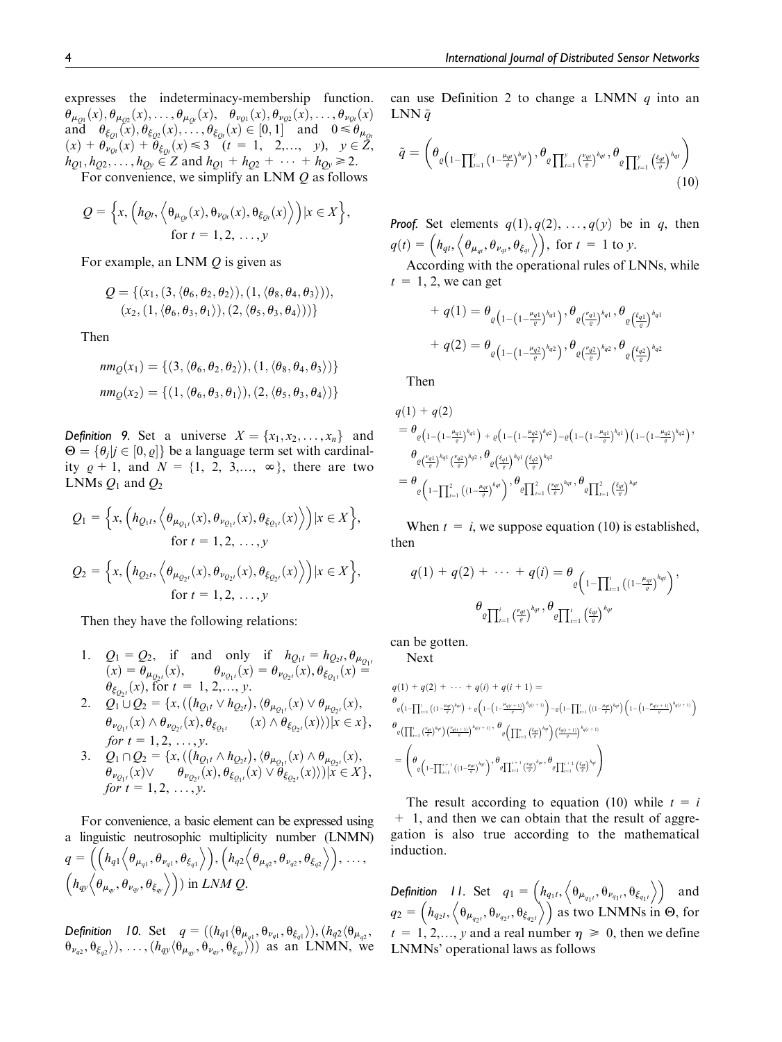expresses the indeterminacy-membership function. $\theta_{\mu_{Q1}}(x), \theta_{\mu_{Q2}}(x), \ldots, \theta_{\mu_{Qt}}(x)$, $\theta_{\nu_{Q1}}(x), \theta_{\nu_{Q2}}(x), \ldots, \theta_{\nu_{Qt}}(x)$ and $\theta_{\xi_{Q1}}(x), \theta_{\xi_{Q2}}(x), \ldots, \theta_{\xi_{Qt}}(x) \in [0,1]$ and $0 \leqslant \theta_{\mu_{Qt}}(x) + \theta_{\nu_{Qt}}(x) + \theta_{\xi_{Qt}}(x) \leqslant 3$ $(t = 1, 2, \ldots, y)$, $y \in Z$, $h_{Q1}, h_{Q2}, \ldots, h_{Qy} \in Z$ and $h_{Q1} + h_{Q2} + \cdots + h_{Qy} \geqslant 2$.

For convenience, we simplify an LNM $Q$ as follows

$$Q = \left\{x, \left(h_{Qt}, \left\langle \theta_{\mu_{Qt}}(x), \theta_{\nu_{Qt}}(x), \theta_{\xi_{Qt}}(x) \right\rangle\right) | x \in X\right\}, \quad \text{for } t = 1, 2, \ldots, y$$

For example, an LNM $Q$ is given as

$$Q = \{(x_1, (3, \langle \theta_6, \theta_2, \theta_2 \rangle), (1, \langle \theta_8, \theta_4, \theta_3 \rangle)), (x_2, (1, \langle \theta_6, \theta_3, \theta_1 \rangle), (2, \langle \theta_5, \theta_3, \theta_4 \rangle))\}$$

Then

$$nm_Q(x_1) = \{(3, \langle \theta_6, \theta_2, \theta_2 \rangle), (1, \langle \theta_8, \theta_4, \theta_3 \rangle)\}$$

$$nm_Q(x_2) = \{(1, \langle \theta_6, \theta_3, \theta_1 \rangle), (2, \langle \theta_5, \theta_3, \theta_4 \rangle)\}$$

*Definition 9.* Set a universe $X = \{x_1, x_2, \ldots, x_n\}$ and $\Theta = \{\theta_j | j \in [0, \varrho]\}$ be a language term set with cardinality $\varrho + 1$, and $N = \{1, 2, 3, \ldots, \infty\}$, there are two LNMs $Q_1$ and $Q_2$

$$Q_1 = \left\{x, \left(h_{Q_1t}, \left\langle \theta_{\mu_{Q_1t}}(x), \theta_{\nu_{Q_1t}}(x), \theta_{\xi_{Q_1t}}(x) \right\rangle\right) | x \in X\right\}, \quad \text{for } t = 1, 2, \ldots, y$$

$$Q_2 = \left\{x, \left(h_{Q_2t}, \left\langle \theta_{\mu_{Q_2t}}(x), \theta_{\nu_{Q_2t}}(x), \theta_{\xi_{Q_2t}}(x) \right\rangle\right) | x \in X\right\}, \quad \text{for } t = 1, 2, \ldots, y$$

Then they have the following relations:

1. $Q_1 = Q_2$, if and only if $h_{Q_1t} = h_{Q_2t}, \theta_{\mu_{Q_1t}}(x) = \theta_{\mu_{Q_2t}}(x), \theta_{\nu_{Q_1t}}(x) = \theta_{\nu_{Q_2t}}(x), \theta_{\xi_{Q_1t}}(x) = \theta_{\xi_{Q_2t}}(x)$, for $t = 1, 2, \ldots, y$.
2. $Q_1 \cup Q_2 = \{x, ((h_{Q_1t} \vee h_{Q_2t}), \langle \theta_{\mu_{Q_1t}}(x) \vee \theta_{\mu_{Q_2t}}(x), \theta_{\nu_{Q_1t}}(x) \wedge \theta_{\nu_{Q_2t}}(x), \theta_{\xi_{Q_1t}}(x) \wedge \theta_{\xi_{Q_2t}}(x) \rangle) | x \in x\}$, *for* $t = 1, 2, \ldots, y$.
3. $Q_1 \cap Q_2 = \{x, ((h_{Q_1t} \wedge h_{Q_2t}), \langle \theta_{\mu_{Q_1t}}(x) \wedge \theta_{\mu_{Q_2t}}(x), \theta_{\nu_{Q_1t}}(x) \vee \theta_{\nu_{Q_2t}}(x), \theta_{\xi_{Q_1t}}(x) \vee \theta_{\xi_{Q_2t}}(x) \rangle) | x \in X\}$, *for* $t = 1, 2, \ldots, y$.

For convenience, a basic element can be expressed using a linguistic neutrosophic multiplicity number (LNMN) $q = \left(\left(h_{q1}\left\langle \theta_{\mu_{q1}}, \theta_{\nu_{q1}}, \theta_{\xi_{q1}} \right\rangle\right), \left(h_{q2}\left\langle \theta_{\mu_{q2}}, \theta_{\nu_{q2}}, \theta_{\xi_{q2}} \right\rangle\right), \ldots, \left(h_{qy}\left\langle \theta_{\mu_{qy}}, \theta_{\nu_{qy}}, \theta_{\xi_{qy}} \right\rangle\right)\right)$ in *LNM Q*.

*Definition 10.* Set $q = ((h_{q1}\langle \theta_{\mu_{q1}}, \theta_{\nu_{q1}}, \theta_{\xi_{q1}} \rangle), (h_{q2}\langle \theta_{\mu_{q2}}, \theta_{\nu_{q2}}, \theta_{\xi_{q2}} \rangle), \ldots, (h_{qy}\langle \theta_{\mu_{qy}}, \theta_{\nu_{qy}}, \theta_{\xi_{qy}} \rangle))$ as an LNMN, we can use Definition 2 to change a LNMN $q$ into an LNN $\tilde{q}$

$$\tilde{q} = \left(\theta_{\varrho\left(1 - \prod_{t=1}^{y}\left(1 - \frac{\mu_{qt}}{\varrho}\right)^{h_{qt}}\right)}, \theta_{\varrho \prod_{t=1}^{y}\left(\frac{\nu_{qt}}{\varrho}\right)^{h_{qt}}}, \theta_{\varrho \prod_{t=1}^{y}\left(\frac{\xi_{qt}}{\varrho}\right)^{h_{qt}}}\right) \tag{10}$$

*Proof.* Set elements $q(1), q(2), \ldots, q(y)$ be in $q$, then $q(t) = \left(h_{qt}, \left\langle \theta_{\mu_{qt}}, \theta_{\nu_{qt}}, \theta_{\xi_{qt}} \right\rangle\right)$, for $t = 1$ to $y$.

According with the operational rules of LNNs, while $t = 1, 2$, we can get

$$+ q(1) = \theta_{\varrho\left(1 - \left(1 - \frac{\mu_{q1}}{\varrho}\right)^{h_{q1}}\right)}, \theta_{\varrho\left(\frac{\nu_{q1}}{\varrho}\right)^{h_{q1}}}, \theta_{\varrho\left(\frac{\xi_{q1}}{\varrho}\right)^{h_{q1}}}$$

$$+ q(2) = \theta_{\varrho\left(1 - \left(1 - \frac{\mu_{q2}}{\varrho}\right)^{h_{q2}}\right)}, \theta_{\varrho\left(\frac{\nu_{q2}}{\varrho}\right)^{h_{q2}}}, \theta_{\varrho\left(\frac{\xi_{q2}}{\varrho}\right)^{h_{q2}}}$$

Then

$$\begin{aligned} q(1) + q(2) &= \theta_{\varrho\left(1 - \left(1 - \frac{\mu_{q1}}{\varrho}\right)^{h_{q1}}\right) + \varrho\left(1 - \left(1 - \frac{\mu_{q2}}{\varrho}\right)^{h_{q2}}\right) - \varrho\left(1 - \left(1 - \frac{\mu_{q1}}{\varrho}\right)^{h_{q1}}\right)\left(1 - \left(1 - \frac{\mu_{q2}}{\varrho}\right)^{h_{q2}}\right)}, \\ &\quad \theta_{\varrho\left(\frac{\nu_{q1}}{\varrho}\right)^{h_{q1}}\left(\frac{\nu_{q2}}{\varrho}\right)^{h_{q2}}}, \theta_{\varrho\left(\frac{\xi_{q1}}{\varrho}\right)^{h_{q1}}\left(\frac{\xi_{q2}}{\varrho}\right)^{h_{q2}}} \\ &= \theta_{\varrho\left(1 - \prod_{t=1}^{2}\left(\left(1 - \frac{\mu_{qt}}{\varrho}\right)^{h_{qt}}\right)\right)}, \theta_{\varrho \prod_{t=1}^{2}\left(\frac{\nu_{qt}}{\varrho}\right)^{h_{qt}}}, \theta_{\varrho \prod_{t=1}^{2}\left(\frac{\xi_{qt}}{\varrho}\right)^{h_{qt}}} \end{aligned}$$

When $t = i$, we suppose equation (10) is established, then

$$q(1) + q(2) + \cdots + q(i) = \theta_{\varrho\left(1 - \prod_{t=1}^{i}\left(\left(1 - \frac{\mu_{qt}}{\varrho}\right)^{h_{qt}}\right)\right)}, \theta_{\varrho \prod_{t=1}^{i}\left(\frac{\nu_{qt}}{\varrho}\right)^{h_{qt}}}, \theta_{\varrho \prod_{t=1}^{i}\left(\frac{\xi_{qt}}{\varrho}\right)^{h_{qt}}}$$

can be gotten.

Next

$$\begin{aligned} &q(1) + q(2) + \cdots + q(i) + q(i+1) = \\ &\theta_{\varrho\left(1 - \prod_{t=1}^{i}\left(\left(1 - \frac{\mu_{qt}}{\varrho}\right)^{h_{qt}}\right)\right) + \varrho\left(1 - \left(1 - \frac{\mu_{q(i+1)}}{\varrho}\right)^{h_{q(i+1)}}\right) - \varrho\left(1 - \prod_{t=1}^{i}\left(\left(1 - \frac{\mu_{qt}}{\varrho}\right)^{h_{qt}}\right)\right)\left(1 - \left(1 - \frac{\mu_{q(i+1)}}{\varrho}\right)^{h_{q(i+1)}}\right)} \\ &\theta_{\varrho\left(\prod_{t=1}^{i}\left(\frac{\nu_{qt}}{\varrho}\right)^{h_{qt}}\right)\left(\frac{\nu_{q(i+1)}}{\varrho}\right)^{h_{q(i+1)}}}, \theta_{\varrho\left(\prod_{t=1}^{i}\left(\frac{\xi_{qt}}{\varrho}\right)^{h_{qt}}\right)\left(\frac{\xi_{q(i+1)}}{\varrho}\right)^{h_{q(i+1)}}} \\ &= \left(\theta_{\varrho\left(1 - \prod_{t=1}^{i+1}\left(\left(1 - \frac{\mu_{qt}}{\varrho}\right)^{h_{qt}}\right)\right)}, \theta_{\varrho \prod_{t=1}^{i+1}\left(\frac{\nu_{qt}}{\varrho}\right)^{h_{qt}}}, \theta_{\varrho \prod_{t=1}^{i+1}\left(\frac{\xi_{qt}}{\varrho}\right)^{h_{qt}}}\right) \end{aligned}$$

The result according to equation (10) while $t = i + 1$, and then we can obtain that the result of aggregation is also true according to the mathematical induction.

*Definition 11.* Set $q_1 = \left(h_{q_1t}, \left\langle \theta_{\mu_{q_1t}}, \theta_{\nu_{q_1t}}, \theta_{\xi_{q_1t}} \right\rangle\right)$ and $q_2 = \left(h_{q_2t}, \left\langle \theta_{\mu_{q_2t}}, \theta_{\nu_{q_2t}}, \theta_{\xi_{q_2t}} \right\rangle\right)$ as two LNMNs in $\Theta$, for $t = 1, 2, \ldots, y$ and a real number $\eta \geqslant 0$, then we define LNMNs' operational laws as follows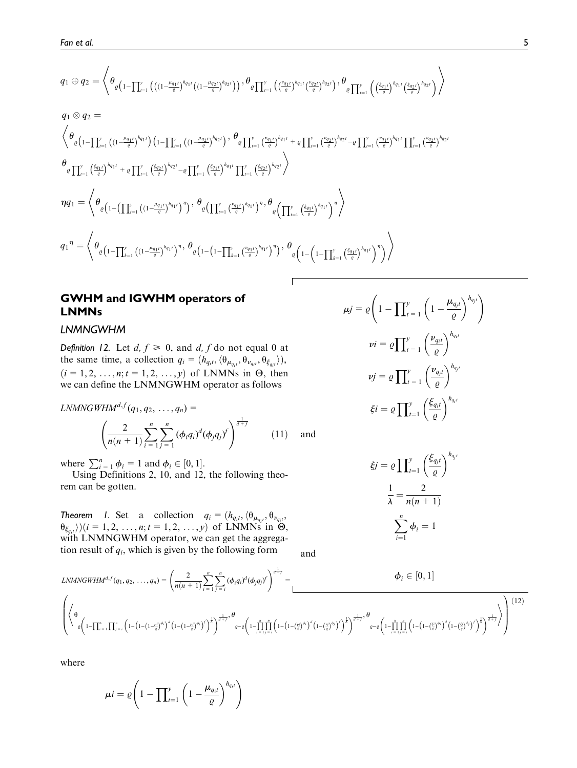$$q_1 \oplus q_2 = \left\langle \theta_{\varrho\left(1-\prod_{t=1}^{y}\left(\left((1-\frac{\mu_{q_1t}}{\varrho})^{h_{q_1t}}\left((1-\frac{\mu_{q_2t}}{\varrho}\right)^{h_{q_2t}}\right)\right)}, \theta_{\varrho\prod_{t=1}^{y}\left(\left(\frac{\nu_{q_1t}}{\varrho}\right)^{h_{q_1t}}\left(\frac{\nu_{q_2t}}{\varrho}\right)^{h_{q_2t}}\right)}, \theta_{\varrho\prod_{t=1}^{y}\left(\left(\frac{\xi_{q_1t}}{\varrho}\right)^{h_{q_1t}}\left(\frac{\xi_{q_2t}}{\varrho}\right)^{h_{q_2t}}\right)} \right\rangle$$

$$q_1 \otimes q_2 =$$

$$\left\langle \theta_{\varrho\left(1-\prod_{t=1}^{y}\left((1-\frac{\mu_{q_1t}}{\varrho})^{h_{q_1t}}\right)\left(1-\prod_{t=1}^{y}\left((1-\frac{\mu_{q_2t}}{\varrho}\right)^{h_{q_2t}}\right)}, \theta_{\varrho\prod_{t=1}^{y}\left(\frac{\nu_{q_1t}}{\varrho}\right)^{h_{q_1t}}+\varrho\prod_{t=1}^{y}\left(\frac{\nu_{q_2t}}{\varrho}\right)^{h_{q_2t}}-\varrho\prod_{t=1}^{y}\left(\frac{\nu_{q_1t}}{\varrho}\right)^{h_{q_1t}}\prod_{t=1}^{y}\left(\frac{\nu_{q_2t}}{\varrho}\right)^{h_{q_2t}}} \right.$$

$$\left. \theta_{\varrho\prod_{t=1}^{y}\left(\frac{\xi_{q_1t}}{\varrho}\right)^{h_{q_1t}}+\varrho\prod_{t=1}^{y}\left(\frac{\xi_{q_2t}}{\varrho}\right)^{h_{q_2t}}-\varrho\prod_{t=1}^{y}\left(\frac{\xi_{q_1t}}{\varrho}\right)^{h_{q_1t}}\prod_{t=1}^{y}\left(\frac{\xi_{q_2t}}{\varrho}\right)^{h_{q_2t}}} \right\rangle$$

$$\eta q_1 = \left\langle \theta_{\varrho\left(1-\left(\prod_{t=1}^{y}\left((1-\frac{\mu_{q_1t}}{\varrho}\right)^{h_{q_1t}}\right)^{\eta}\right)}, \theta_{\varrho\left(\prod_{t=1}^{y}\left(\frac{\nu_{q_1t}}{\varrho}\right)^{h_{q_1t}}\right)^{\eta}}, \theta_{\varrho\left(\prod_{t=1}^{y}\left(\frac{\xi_{q_1t}}{\varrho}\right)^{h_{q_1t}}\right)^{\eta}} \right\rangle$$

$$q_1{}^{\eta} = \left\langle \theta_{\varrho\left(1-\prod_{k=1}^{y}\left((1-\frac{\mu_{q_1t}}{\varrho}\right)^{h_{q_1t}}\right)^{\eta}}, \theta_{\varrho\left(1-\left(1-\prod_{k=1}^{y}\left(\frac{\nu_{q_1t}}{\varrho}\right)^{h_{q_1t}}\right)^{\eta}\right)}, \theta_{\varrho\left(1-\left(1-\prod_{k=1}^{y}\left(\frac{\xi_{q_1t}}{\varrho}\right)^{h_{q_1t}}\right)^{\eta}\right)} \right\rangle$$

## GWHM and IGWHM operators of LNMNs

### LNMNGWHM

*Definition 12.* Let $d, f \geq 0$, and $d, f$ do not equal 0 at the same time, a collection $q_i = (h_{q_it}, \langle \theta_{\mu_{q_it}}, \theta_{\nu_{q_it}}, \theta_{\xi_{q_it}} \rangle)$, $(i = 1, 2, \ldots, n; t = 1, 2, \ldots, y)$ of LNMNs in $\Theta$, then we can define the LNMNGWHM operator as follows

$$LNMNGWHM^{d,f}(q_1, q_2, \ldots, q_n) = \left( \frac{2}{n(n+1)} \sum_{i=1}^{n} \sum_{j=1}^{n} (\phi_i q_i)^d (\phi_j q_j)^f \right)^{\frac{1}{d+f}} \tag{11}$$

where $\sum_{i=1}^{n} \phi_i = 1$ and $\phi_i \in [0, 1]$.

Using Definitions 2, 10, and 12, the following theorem can be gotten.

*Theorem 1.* Set a collection $q_i = (h_{q_it}, \langle \theta_{\mu_{q_it}}, \theta_{\nu_{q_it}}, \theta_{\xi_{q_it}} \rangle)(i = 1, 2, \ldots, n; t = 1, 2, \ldots, y)$ of LNMNs in $\Theta$, with LNMNGWHM operator, we can get the aggregation result of $q_i$, which is given by the following form

$$LNMNGWHM^{d,f}(q_1, q_2, \ldots, q_n) = \left( \frac{2}{n(n+1)} \sum_{i=1}^{n} \sum_{j=i}^{n} (\phi_i q_i)^d (\phi_j q_j)^f \right)^{\frac{1}{d+f}} =$$

$$\left( \left\langle \theta_{\varrho\left(1-\prod_{i=1}^{n}\prod_{j=i}^{n}\left(1-\left(1-\left(1-\frac{\mu i}{\varrho}\right)^{\phi_i}\right)^d\left(1-\left(1-\frac{\mu j}{\varrho}\right)^{\phi_j}\right)^f\right)^{\frac{1}{\lambda}}\right)^{\frac{1}{d+f}}}, \theta_{\varrho-\varrho\left(1-\prod_{i=1}^{n}\prod_{j=i}^{n}\left(1-\left(1-\left(\frac{\nu i}{\varrho}\right)^{\phi_i}\right)^d\left(1-\left(\frac{\nu j}{\varrho}\right)^{\phi_j}\right)^f\right)^{\frac{1}{\lambda}}\right)^{\frac{1}{d+f}}}, \theta_{\varrho-\varrho\left(1-\prod_{i=1}^{n}\prod_{j=i}^{n}\left(1-\left(1-\left(\frac{\xi i}{\varrho}\right)^{\phi_i}\right)^d\left(1-\left(\frac{\xi j}{\varrho}\right)^{\phi_j}\right)^f\right)^{\frac{1}{\lambda}}\right)^{\frac{1}{d+f}}} \right\rangle \right) \tag{12}$$

where

$$\mu i = \varrho\left(1 - \prod_{t=1}^{y}\left(1 - \frac{\mu_{q_it}}{\varrho}\right)^{h_{q_it}}\right)$$

$$\mu j = \varrho\left(1 - \prod_{t=1}^{y}\left(1 - \frac{\mu_{q_jt}}{\varrho}\right)^{h_{q_jt}}\right)$$

$$\nu i = \varrho\prod_{t=1}^{y}\left(\frac{\nu_{q_it}}{\varrho}\right)^{h_{q_it}}$$

$$\nu j = \varrho\prod_{t=1}^{y}\left(\frac{\nu_{q_jt}}{\varrho}\right)^{h_{q_jt}}$$

$$\xi i = \varrho\prod_{t=1}^{y}\left(\frac{\xi_{q_it}}{\varrho}\right)^{h_{q_it}}$$

and

$$\xi j = \varrho\prod_{t=1}^{y}\left(\frac{\xi_{q_jt}}{\varrho}\right)^{h_{q_jt}}$$

$$\frac{1}{\lambda} = \frac{2}{n(n+1)}$$

$$\sum_{i=1}^{n} \phi_i = 1$$

and

$$\phi_i \in [0, 1]$$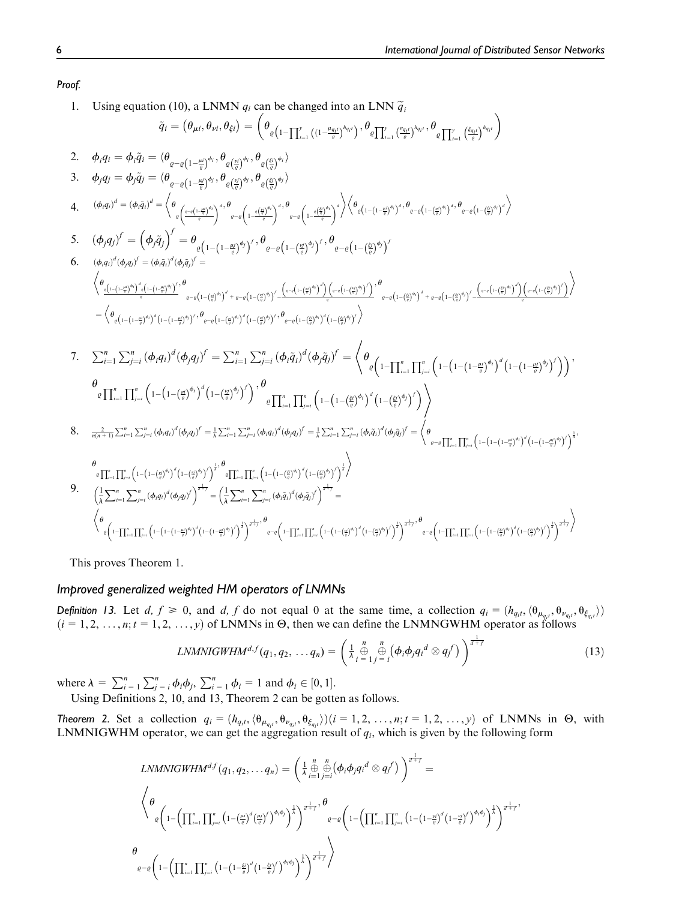*Proof.*

1. Using equation (10), a LNMN $q_i$ can be changed into an LNN $\tilde{q}_i$

$$\tilde{q}_i = \left(\theta_{\mu i}, \theta_{\nu i}, \theta_{\xi i}\right) = \left(\theta_{\varrho\left(1-\prod_{t=1}^{y}\left(\left(1-\frac{\mu_{q_i t}}{\varrho}\right)^{h_{q_i t}}\right)\right)}, \theta_{\varrho\prod_{t=1}^{y}\left(\frac{\nu_{q_i t}}{\varrho}\right)^{h_{q_i t}}}, \theta_{\varrho\prod_{t=1}^{y}\left(\frac{\xi_{q_i t}}{\varrho}\right)^{h_{q_i t}}}\right)$$

2. $\phi_i q_i = \phi_i \tilde{q}_i = \langle \theta_{\varrho-\varrho\left(1-\frac{\mu i}{\varrho}\right)^{\phi_i}}, \theta_{\varrho\left(\frac{\nu i}{\varrho}\right)^{\phi_i}}, \theta_{\varrho\left(\frac{\xi i}{\varrho}\right)^{\phi_i}} \rangle$

3. $\phi_j q_j = \phi_j \tilde{q}_j = \langle \theta_{\varrho-\varrho\left(1-\frac{\mu j}{\varrho}\right)^{\phi_j}}, \theta_{\varrho\left(\frac{\nu j}{\varrho}\right)^{\phi_j}}, \theta_{\varrho\left(\frac{\xi j}{\varrho}\right)^{\phi_j}} \rangle$

4. $(\phi_i q_i)^d = (\phi_i \tilde{q}_i)^d = \left\langle \theta_{\varrho\left(\frac{\varrho-\varrho\left(1-\frac{\mu i}{\varrho}\right)^{\phi_i}}{\varrho}\right)^d}, \theta_{\varrho-\varrho\left(1-\frac{\varrho\left(\frac{\nu i}{\varrho}\right)^{\phi_i}}{\varrho}\right)^d}, \theta_{\varrho-\varrho\left(1-\frac{\varrho\left(\frac{\xi i}{\varrho}\right)^{\phi_i}}{\varrho}\right)^d} \right\rangle \left\langle \theta_{\varrho\left(1-\left(1-\frac{\mu i}{\varrho}\right)^{\phi_i}\right)^d}, \theta_{\varrho-\varrho\left(1-\left(\frac{\nu i}{\varrho}\right)^{\phi_i}\right)^d}, \theta_{\varrho-\varrho\left(1-\left(\frac{\xi i}{\varrho}\right)^{\phi_i}\right)^d} \right\rangle$

5. $(\phi_j q_j)^f = \left(\phi_j \tilde{q}_j\right)^f = \theta_{\varrho\left(1-\left(1-\frac{\mu j}{\varrho}\right)^{\phi_j}\right)^f}, \theta_{\varrho-\varrho\left(1-\left(\frac{\nu j}{\varrho}\right)^{\phi_j}\right)^f}, \theta_{\varrho-\varrho\left(1-\left(\frac{\xi j}{\varrho}\right)^{\phi_j}\right)^f}$

6. $(\phi_i q_i)^d (\phi_j q_j)^f = (\phi_i \tilde{q}_i)^d (\phi_j \tilde{q}_j)^f =$

$$\left\langle \theta_{\frac{\varrho\left(1-\left(1-\frac{\mu i}{\varrho}\right)^{\phi_i}\right)^d \varrho\left(1-\left(1-\frac{\mu j}{\varrho}\right)^{\phi_j}\right)^f}{\varrho}}, \theta_{\varrho-\varrho\left(1-\left(\frac{\nu i}{\varrho}\right)^{\phi_i}\right)^d + \varrho-\varrho\left(1-\left(\frac{\nu j}{\varrho}\right)^{\phi_j}\right)^f - \frac{\left(\varrho-\varrho\left(1-\left(\frac{\nu i}{\varrho}\right)^{\phi_i}\right)^d\right)\left(\varrho-\varrho\left(1-\left(\frac{\nu j}{\varrho}\right)^{\phi_j}\right)^f\right)}{\varrho}}, \theta_{\varrho-\varrho\left(1-\left(\frac{\xi i}{\varrho}\right)^{\phi_i}\right)^d + \varrho-\varrho\left(1-\left(\frac{\xi j}{\varrho}\right)^{\phi_j}\right)^f - \frac{\left(\varrho-\varrho\left(1-\left(\frac{\xi i}{\varrho}\right)^{\phi_i}\right)^d\right)\left(\varrho-\varrho\left(1-\left(\frac{\xi j}{\varrho}\right)^{\phi_j}\right)^f\right)}{\varrho}} \right\rangle$$

$$= \left\langle \theta_{\varrho\left(1-\left(1-\frac{\mu i}{\varrho}\right)^{\phi_i}\right)^d\left(1-\left(1-\frac{\mu j}{\varrho}\right)^{\phi_j}\right)^f}, \theta_{\varrho-\varrho\left(1-\left(\frac{\nu i}{\varrho}\right)^{\phi_i}\right)^d\left(1-\left(\frac{\nu j}{\varrho}\right)^{\phi_j}\right)^f}, \theta_{\varrho-\varrho\left(1-\left(\frac{\xi i}{\varrho}\right)^{\phi_i}\right)^d\left(1-\left(\frac{\xi j}{\varrho}\right)^{\phi_j}\right)^f} \right\rangle$$

7. $\sum_{i=1}^{n}\sum_{j=i}^{n}(\phi_i q_i)^d(\phi_j q_j)^f = \sum_{i=1}^{n}\sum_{j=i}^{n}(\phi_i \tilde{q}_i)^d(\phi_j \tilde{q}_j)^f = \left\langle \theta_{\varrho\left(1-\prod_{i=1}^{n}\prod_{j=i}^{n}\left(1-\left(1-\left(1-\frac{\mu i}{\varrho}\right)^{\phi_i}\right)^d\left(1-\left(1-\frac{\mu j}{\varrho}\right)^{\phi_j}\right)^f\right)\right)},\right.$

$$\left. \theta_{\varrho\prod_{i=1}^{n}\prod_{j=i}^{n}\left(1-\left(1-\left(\frac{\nu i}{\varrho}\right)^{\phi_i}\right)^d\left(1-\left(\frac{\nu j}{\varrho}\right)^{\phi_j}\right)^f\right)}, \theta_{\varrho\prod_{i=1}^{n}\prod_{j=i}^{n}\left(1-\left(1-\left(\frac{\xi i}{\varrho}\right)^{\phi_i}\right)^d\left(1-\left(\frac{\xi j}{\varrho}\right)^{\phi_j}\right)^f\right)} \right\rangle$$

8. $\frac{2}{n(n+1)}\sum_{i=1}^{n}\sum_{j=i}^{n}(\phi_i q_i)^d(\phi_j q_j)^f = \frac{1}{\lambda}\sum_{i=1}^{n}\sum_{j=i}^{n}(\phi_i q_i)^d(\phi_j q_j)^f = \frac{1}{\lambda}\sum_{i=1}^{n}\sum_{j=i}^{n}(\phi_i \tilde{q}_i)^d(\phi_j \tilde{q}_j)^f = \left\langle \theta_{\varrho-\varrho\prod_{i=1}^{n}\prod_{j=i}^{n}\left(1-\left(1-\left(1-\frac{\mu i}{\varrho}\right)^{\phi_i}\right)^d\left(1-\left(1-\frac{\mu j}{\varrho}\right)^{\phi_j}\right)^f\right)^{\frac{1}{\lambda}}},\right.$

$$\left. \theta_{\varrho\prod_{i=1}^{n}\prod_{j=i}^{n}\left(1-\left(1-\left(\frac{\nu i}{\varrho}\right)^{\phi_i}\right)^d\left(1-\left(\frac{\nu j}{\varrho}\right)^{\phi_j}\right)^f\right)^{\frac{1}{\lambda}}}, \theta_{\varrho\prod_{i=1}^{n}\prod_{j=i}^{n}\left(1-\left(1-\left(\frac{\xi i}{\varrho}\right)^{\phi_i}\right)^d\left(1-\left(\frac{\xi j}{\varrho}\right)^{\phi_j}\right)^f\right)^{\frac{1}{\lambda}}} \right\rangle$$

9. $\left(\frac{1}{\lambda}\sum_{i=1}^{n}\sum_{j=i}^{n}(\phi_i q_i)^d(\phi_j q_j)^f\right)^{\frac{1}{d+f}} = \left(\frac{1}{\lambda}\sum_{i=1}^{n}\sum_{j=i}^{n}(\phi_i \tilde{q}_i)^d(\phi_j \tilde{q}_j)^f\right)^{\frac{1}{d+f}} =$

$$\left\langle \theta_{\varrho\left(1-\prod_{i=1}^{n}\prod_{j=i}^{n}\left(1-\left(1-\left(1-\frac{\mu i}{\varrho}\right)^{\phi_i}\right)^d\left(1-\left(1-\frac{\mu j}{\varrho}\right)^{\phi_j}\right)^f\right)^{\frac{1}{\lambda}}\right)^{\frac{1}{d+f}}}, \theta_{\varrho-\varrho\left(1-\prod_{i=1}^{n}\prod_{j=i}^{n}\left(1-\left(1-\left(\frac{\nu i}{\varrho}\right)^{\phi_i}\right)^d\left(1-\left(\frac{\nu j}{\varrho}\right)^{\phi_j}\right)^f\right)^{\frac{1}{\lambda}}\right)^{\frac{1}{d+f}}}, \theta_{\varrho-\varrho\left(1-\prod_{i=1}^{n}\prod_{j=i}^{n}\left(1-\left(1-\left(\frac{\xi i}{\varrho}\right)^{\phi_i}\right)^d\left(1-\left(\frac{\xi j}{\varrho}\right)^{\phi_j}\right)^f\right)^{\frac{1}{\lambda}}\right)^{\frac{1}{d+f}}} \right\rangle$$

This proves Theorem 1.

### Improved generalized weighted HM operators of LNMNs

*Definition 13.* Let $d, f \geq 0$, and $d, f$ do not equal 0 at the same time, a collection $q_i = (h_{q_i t}, \langle \theta_{\mu_{q_i t}}, \theta_{\nu_{q_i t}}, \theta_{\xi_{q_i t}} \rangle)$ $(i = 1, 2, \ldots, n; t = 1, 2, \ldots, y)$ of LNMNs in $\Theta$, then we can define the LNMNGWHM operator as follows

$$LNMNIGWHM^{d,f}(q_1, q_2, \ldots q_n) = \left(\frac{1}{\lambda}\mathop{\oplus}_{i=1}^{n}\mathop{\oplus}_{j=i}^{n}\left(\phi_i\phi_j q_i{}^d \otimes q_j{}^f\right)\right)^{\frac{1}{d+f}} \tag{13}$$

where $\lambda = \sum_{i=1}^{n}\sum_{j=i}^{n}\phi_i\phi_j$, $\sum_{i=1}^{n}\phi_i = 1$ and $\phi_i \in [0, 1]$.

Using Definitions 2, 10, and 13, Theorem 2 can be gotten as follows.

*Theorem 2.* Set a collection $q_i = (h_{q_i t}, \langle \theta_{\mu_{q_i t}}, \theta_{\nu_{q_i t}}, \theta_{\xi_{q_i t}} \rangle)(i = 1, 2, \ldots, n; t = 1, 2, \ldots, y)$ of LNMNs in $\Theta$, with LNMNIGWHM operator, we can get the aggregation result of $q_i$, which is given by the following form

$$LNMNIGWHM^{d,f}(q_1, q_2, \ldots q_n) = \left(\frac{1}{\lambda}\mathop{\oplus}_{i=1}^{n}\mathop{\oplus}_{j=i}^{n}\left(\phi_i\phi_j q_i{}^d \otimes q_j{}^f\right)\right)^{\frac{1}{d+f}} =$$

$$\left\langle \theta_{\varrho\left(1-\left(\prod_{i=1}^{n}\prod_{j=i}^{n}\left(1-\left(\frac{\mu i}{\varrho}\right)^d\left(\frac{\mu j}{\varrho}\right)^f\right)^{\phi_i\phi_j}\right)^{\frac{1}{\lambda}}\right)^{\frac{1}{d+f}}}, \theta_{\varrho-\varrho\left(1-\left(\prod_{i=1}^{n}\prod_{j=i}^{n}\left(1-\left(1-\frac{\nu i}{\varrho}\right)^d\left(1-\frac{\nu j}{\varrho}\right)^f\right)^{\phi_i\phi_j}\right)^{\frac{1}{\lambda}}\right)^{\frac{1}{d+f}}},\right.$$

$$\left. \theta_{\varrho-\varrho\left(1-\left(\prod_{i=1}^{n}\prod_{j=i}^{n}\left(1-\left(1-\frac{\xi i}{\varrho}\right)^d\left(1-\frac{\xi j}{\varrho}\right)^f\right)^{\phi_i\phi_j}\right)^{\frac{1}{\lambda}}\right)^{\frac{1}{d+f}}} \right\rangle$$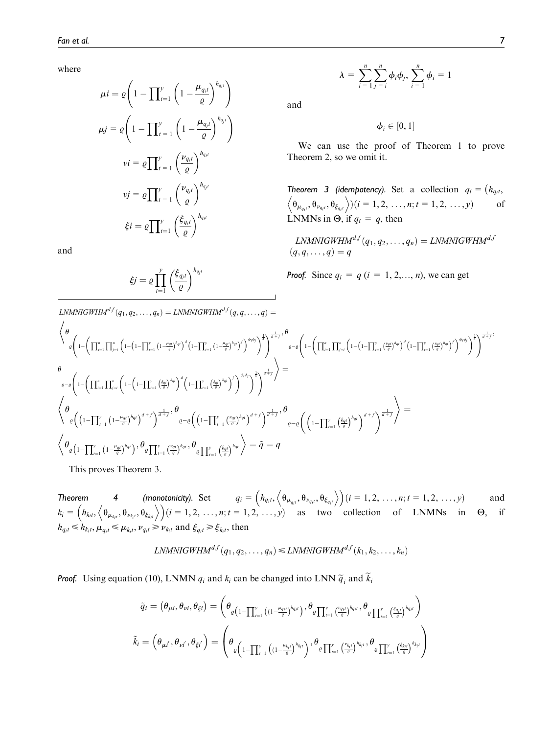where

$$\mu i = \varrho\left(1 - \prod_{t=1}^{y}\left(1 - \frac{\mu_{q_i t}}{\varrho}\right)^{h_{q_i t}}\right)$$

$$\mu j = \varrho\left(1 - \prod_{t=1}^{y}\left(1 - \frac{\mu_{q_j t}}{\varrho}\right)^{h_{q_j t}}\right)$$

$$vi = \varrho\prod_{t=1}^{y}\left(\frac{\nu_{q_i t}}{\varrho}\right)^{h_{q_i t}}$$

$$vj = \varrho\prod_{t=1}^{y}\left(\frac{\nu_{q_j t}}{\varrho}\right)^{h_{q_j t}}$$

$$\xi i = \varrho\prod_{t=1}^{y}\left(\frac{\xi_{q_i t}}{\varrho}\right)^{h_{q_i t}}$$

and

$$\xi j = \varrho\prod_{t=1}^{y}\left(\frac{\xi_{q_j t}}{\varrho}\right)^{h_{q_j t}}$$

$$\lambda = \sum_{i=1}^{n}\sum_{j=i}^{n}\phi_i\phi_j, \sum_{i=1}^{n}\phi_i = 1$$

and

$$\phi_i \in [0,1]$$

We can use the proof of Theorem 1 to prove Theorem 2, so we omit it.

***Theorem 3 (idempotency).*** Set a collection $q_i = \left(h_{q_i t}, \left\langle \theta_{\mu_{q_i t}}, \theta_{\nu_{q_i t}}, \theta_{\xi_{q_i t}} \right\rangle\right)(i = 1, 2, \ldots, n; t = 1, 2, \ldots, y)$ of LNMNs in $\Theta$, if $q_i = q$, then

$$LNMNIGWHM^{d,f}(q_1, q_2, \ldots, q_n) = LNMNIGWHM^{d,f}(q, q, \ldots, q) = q$$

***Proof.*** Since $q_i = q$ $(i = 1, 2, \ldots, n)$, we can get

$$LNMNIGWHM^{d,f}(q_1, q_2, \ldots, q_n) = LNMNIGWHM^{d,f}(q, q, \ldots, q) =$$

$$\left\langle \theta_{\varrho\left(1-\left(\prod_{i=1}^{n}\prod_{j=i}^{n}\left(1-\left(1-\prod_{t=1}^{y}\left(1-\frac{\mu_{qt}}{\varrho}\right)^{h_{qt}}\right)^{d}\left(1-\prod_{t=1}^{y}\left(1-\frac{\mu_{qt}}{\varrho}\right)^{h_{qt}}\right)^{f}\right)^{\phi_i\phi_j}\right)^{\frac{1}{\lambda}}\right)^{\frac{1}{d+f}}}, \theta_{\varrho-\varrho\left(1-\left(\prod_{i=1}^{n}\prod_{j=i}^{n}\left(1-\left(1-\prod_{t=1}^{y}\left(\frac{\nu_{qt}}{\varrho}\right)^{h_{qt}}\right)^{d}\left(1-\prod_{t=1}^{y}\left(\frac{\nu_{qt}}{\varrho}\right)^{h_{qt}}\right)^{f}\right)^{\phi_i\phi_j}\right)^{\frac{1}{\lambda}}\right)^{\frac{1}{d+f}}}, \right.$$

$$\left. \theta_{\varrho-\varrho\left(1-\left(\prod_{i=1}^{n}\prod_{j=i}^{n}\left(1-\left(1-\prod_{t=1}^{y}\left(\frac{\xi_{qt}}{\varrho}\right)^{h_{qt}}\right)^{d}\left(1-\prod_{t=1}^{y}\left(\frac{\xi_{qt}}{\varrho}\right)^{h_{qt}}\right)^{f}\right)^{\phi_i\phi_j}\right)^{\frac{1}{\lambda}}\right)^{\frac{1}{d+f}}} \right\rangle =$$

$$\left\langle \theta_{\varrho\left(\left(1-\prod_{t=1}^{y}\left(1-\frac{\mu_{qt}}{\varrho}\right)^{h_{qt}}\right)^{d+f}\right)^{\frac{1}{d+f}}}, \theta_{\varrho-\varrho\left(\left(1-\prod_{t=1}^{y}\left(\frac{\nu_{qt}}{\varrho}\right)^{h_{qt}}\right)^{d+f}\right)^{\frac{1}{d+f}}}, \theta_{\varrho-\varrho\left(\left(1-\prod_{t=1}^{y}\left(\frac{\xi_{qt}}{\varrho}\right)^{h_{qt}}\right)^{d+f}\right)^{\frac{1}{d+f}}} \right\rangle =$$

$$\left\langle \theta_{\varrho\left(1-\prod_{t=1}^{y}\left(1-\frac{\mu_{qt}}{\varrho}\right)^{h_{qt}}\right)}, \theta_{\varrho\prod_{t=1}^{y}\left(\frac{\nu_{qt}}{\varrho}\right)^{h_{qt}}}, \theta_{\varrho\prod_{t=1}^{y}\left(\frac{\xi_{qt}}{\varrho}\right)^{h_{qt}}} \right\rangle = \tilde{q} = q$$

This proves Theorem 3.

***Theorem 4 (monotonicity).*** Set $q_i = \left(h_{q_i t}, \left\langle \theta_{\mu_{q_i t}}, \theta_{\nu_{q_i t}}, \theta_{\xi_{q_i t}} \right\rangle\right)(i = 1, 2, \ldots, n; t = 1, 2, \ldots, y)$ and $k_i = \left(h_{k_i t}, \left\langle \theta_{\mu_{k_i t}}, \theta_{\nu_{k_i t}}, \theta_{\xi_{k_i t}} \right\rangle\right)(i = 1, 2, \ldots, n; t = 1, 2, \ldots, y)$ as two collection of LNMNs in $\Theta$, if $h_{q_i t} \leqslant h_{k_i t}, \mu_{q_i t} \leqslant \mu_{k_i t}, \nu_{q_i t} \geqslant \nu_{k_i t}$ and $\xi_{q_i t} \geqslant \xi_{k_i t}$, then

$$LNMNIGWHM^{d,f}(q_1, q_2, \ldots, q_n) \leqslant LNMNIGWHM^{d,f}(k_1, k_2, \ldots, k_n)$$

***Proof.*** Using equation (10), LNMN $q_i$ and $k_i$ can be changed into LNN $\tilde{q}_i$ and $\tilde{k}_i$

$$\tilde{q}_i = \left(\theta_{\mu i}, \theta_{\nu i}, \theta_{\xi i}\right) = \left(\theta_{\varrho\left(1-\prod_{t=1}^{y}\left(\left(1-\frac{\mu_{q_i t}}{\varrho}\right)^{h_{q_i t}}\right)\right)}, \theta_{\varrho\prod_{t=1}^{y}\left(\frac{\nu_{q_i t}}{\varrho}\right)^{h_{q_i t}}}, \theta_{\varrho\prod_{t=1}^{y}\left(\frac{\xi_{q_i t}}{\varrho}\right)^{h_{q_i t}}}\right)$$

$$\tilde{k}_i = \left(\theta_{\mu i'}, \theta_{\nu i'}, \theta_{\xi i'}\right) = \left(\theta_{\varrho\left(1-\prod_{t=1}^{y}\left(\left(1-\frac{\mu_{k_i t}}{\varrho}\right)^{h_{k_i t}}\right)\right)}, \theta_{\varrho\prod_{t=1}^{y}\left(\frac{\nu_{k_i t}}{\varrho}\right)^{h_{k_i t}}}, \theta_{\varrho\prod_{t=1}^{y}\left(\frac{\xi_{k_i t}}{\varrho}\right)^{h_{k_i t}}}\right)$$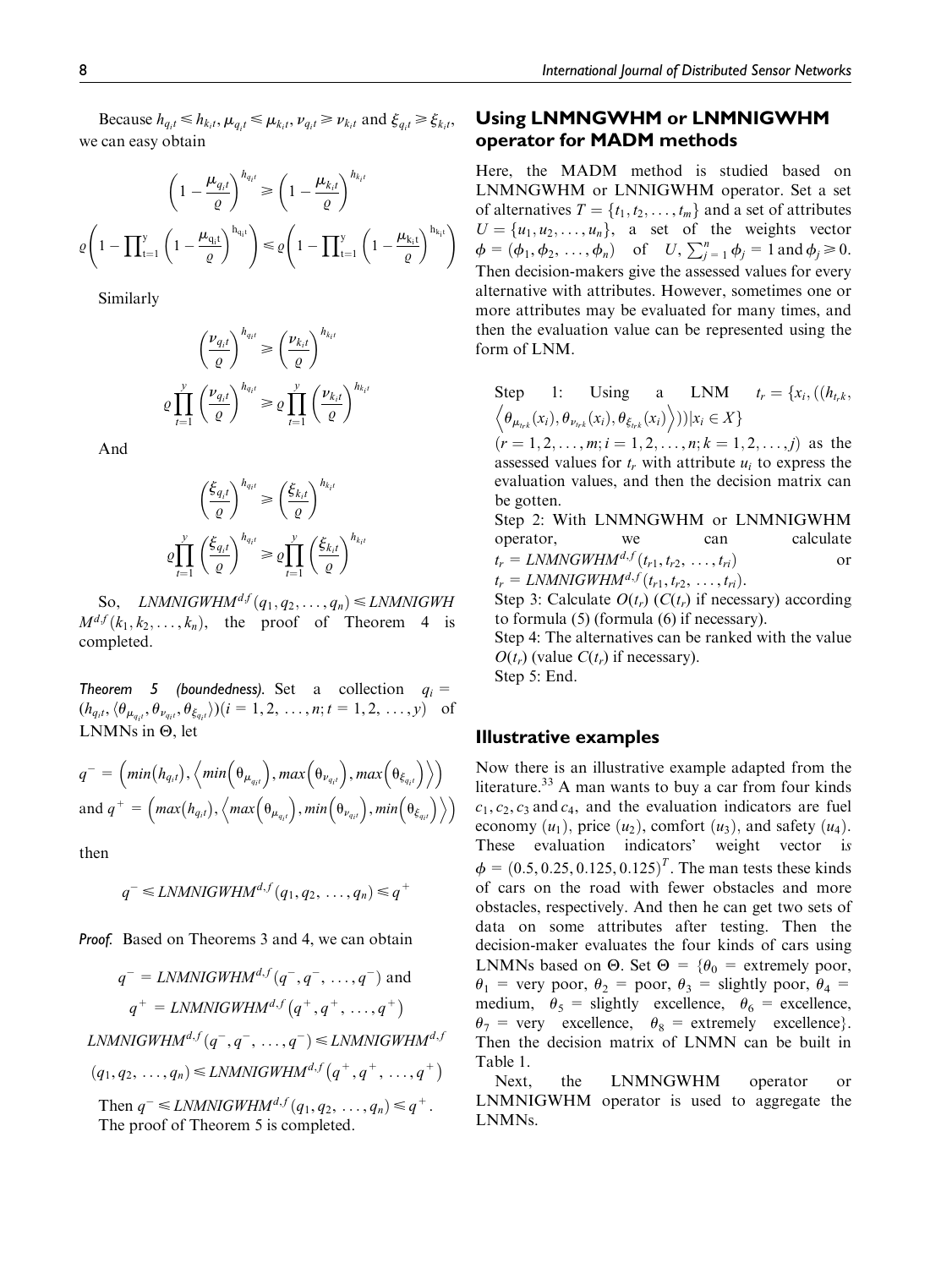Because $h_{q_it} \leqslant h_{k_it}, \mu_{q_it} \leqslant \mu_{k_it}, \nu_{q_it} \geqslant \nu_{k_it}$ and $\xi_{q_it} \geqslant \xi_{k_it}$, we can easy obtain

$$\left(1 - \frac{\mu_{q_it}}{\varrho}\right)^{h_{q_it}} \geqslant \left(1 - \frac{\mu_{k_it}}{\varrho}\right)^{h_{k_it}}$$

$$\varrho\left(1 - \prod_{t=1}^{y}\left(1 - \frac{\mu_{q_it}}{\varrho}\right)^{h_{q_it}}\right) \leqslant \varrho\left(1 - \prod_{t=1}^{y}\left(1 - \frac{\mu_{k_it}}{\varrho}\right)^{h_{k_it}}\right)$$

Similarly

$$\left(\frac{\nu_{q_it}}{\varrho}\right)^{h_{q_it}} \geqslant \left(\frac{\nu_{k_it}}{\varrho}\right)^{h_{k_it}}$$

$$\varrho\prod_{t=1}^{y}\left(\frac{\nu_{q_it}}{\varrho}\right)^{h_{q_it}} \geqslant \varrho\prod_{t=1}^{y}\left(\frac{\nu_{k_it}}{\varrho}\right)^{h_{k_it}}$$

And

$$\left(\frac{\xi_{q_it}}{\varrho}\right)^{h_{q_it}} \geqslant \left(\frac{\xi_{k_it}}{\varrho}\right)^{h_{k_it}}$$

$$\varrho\prod_{t=1}^{y}\left(\frac{\xi_{q_it}}{\varrho}\right)^{h_{q_it}} \geqslant \varrho\prod_{t=1}^{y}\left(\frac{\xi_{k_it}}{\varrho}\right)^{h_{k_it}}$$

So, $LNMNIGWHM^{d,f}(q_1, q_2, \ldots, q_n) \leqslant LNMNIGWHM^{d,f}(k_1, k_2, \ldots, k_n)$, the proof of Theorem 4 is completed.

*Theorem 5 (boundedness).* Set a collection $q_i = (h_{q_it}, \langle \theta_{\mu_{q_it}}, \theta_{\nu_{q_it}}, \theta_{\xi_{q_it}} \rangle)(i = 1, 2, \ldots, n; t = 1, 2, \ldots, y)$ of LNMNs in $\Theta$, let

$$q^- = \left(min(h_{q_it}), \left\langle min\left(\theta_{\mu_{q_it}}\right), max\left(\theta_{\nu_{q_it}}\right), max\left(\theta_{\xi_{q_it}}\right)\right\rangle\right)$$
and $q^+ = \left(max(h_{q_it}), \left\langle max\left(\theta_{\mu_{q_it}}\right), min\left(\theta_{\nu_{q_it}}\right), min\left(\theta_{\xi_{q_it}}\right)\right\rangle\right)$

then

$$q^- \leqslant LNMNIGWHM^{d,f}(q_1, q_2, \ldots, q_n) \leqslant q^+$$

*Proof.* Based on Theorems 3 and 4, we can obtain

$$q^- = LNMNIGWHM^{d,f}(q^-, q^-, \ldots, q^-) \text{ and}$$
$$q^+ = LNMNIGWHM^{d,f}(q^+, q^+, \ldots, q^+)$$
$$LNMNIGWHM^{d,f}(q^-, q^-, \ldots, q^-) \leqslant LNMNIGWHM^{d,f}(q_1, q_2, \ldots, q_n) \leqslant LNMNIGWHM^{d,f}(q^+, q^+, \ldots, q^+)$$

Then $q^- \leqslant LNMNIGWHM^{d,f}(q_1, q_2, \ldots, q_n) \leqslant q^+$. The proof of Theorem 5 is completed.

## Using LNMNGWHM or LNMNIGWHM operator for MADM methods

Here, the MADM method is studied based on LNMNGWHM or LNNIGWHM operator. Set a set of alternatives $T = \{t_1, t_2, \ldots, t_m\}$ and a set of attributes $U = \{u_1, u_2, \ldots, u_n\}$, a set of the weights vector $\phi = (\phi_1, \phi_2, \ldots, \phi_n)$ of $U$, $\sum_{j=1}^{n} \phi_j = 1$ and $\phi_j \geqslant 0$. Then decision-makers give the assessed values for every alternative with attributes. However, sometimes one or more attributes may be evaluated for many times, and then the evaluation value can be represented using the form of LNM.

Step 1: Using a LNM $t_r = \{x_i, ((h_{t_rk}, \langle \theta_{\mu_{t_rk}}(x_i), \theta_{\nu_{t_rk}}(x_i), \theta_{\xi_{t_rk}}(x_i) \rangle))|x_i \in X\}$ $(r = 1, 2, \ldots, m; i = 1, 2, \ldots, n; k = 1, 2, \ldots, j)$ as the assessed values for $t_r$ with attribute $u_i$ to express the evaluation values, and then the decision matrix can be gotten.
Step 2: With LNMNGWHM or LNMNIGWHM operator, we can calculate $t_r = LNMNGWHM^{d,f}(t_{r1}, t_{r2}, \ldots, t_{ri})$ or $t_r = LNMNIGWHM^{d,f}(t_{r1}, t_{r2}, \ldots, t_{ri})$.
Step 3: Calculate $O(t_r)$ ($C(t_r)$ if necessary) according to formula (5) (formula (6) if necessary).
Step 4: The alternatives can be ranked with the value $O(t_r)$ (value $C(t_r)$ if necessary).
Step 5: End.

## Illustrative examples

Now there is an illustrative example adapted from the literature.[33] A man wants to buy a car from four kinds $c_1, c_2, c_3$ and $c_4$, and the evaluation indicators are fuel economy ($u_1$), price ($u_2$), comfort ($u_3$), and safety ($u_4$). These evaluation indicators' weight vector is $\phi = (0.5, 0.25, 0.125, 0.125)^T$. The man tests these kinds of cars on the road with fewer obstacles and more obstacles, respectively. And then he can get two sets of data on some attributes after testing. Then the decision-maker evaluates the four kinds of cars using LNMNs based on $\Theta$. Set $\Theta = \{\theta_0$ = extremely poor, $\theta_1$ = very poor, $\theta_2$ = poor, $\theta_3$ = slightly poor, $\theta_4$ = medium, $\theta_5$ = slightly excellence, $\theta_6$ = excellence, $\theta_7$ = very excellence, $\theta_8$ = extremely excellence$\}$. Then the decision matrix of LNMN can be built in Table 1.

Next, the LNMNGWHM operator or LNMNIGWHM operator is used to aggregate the LNMNs.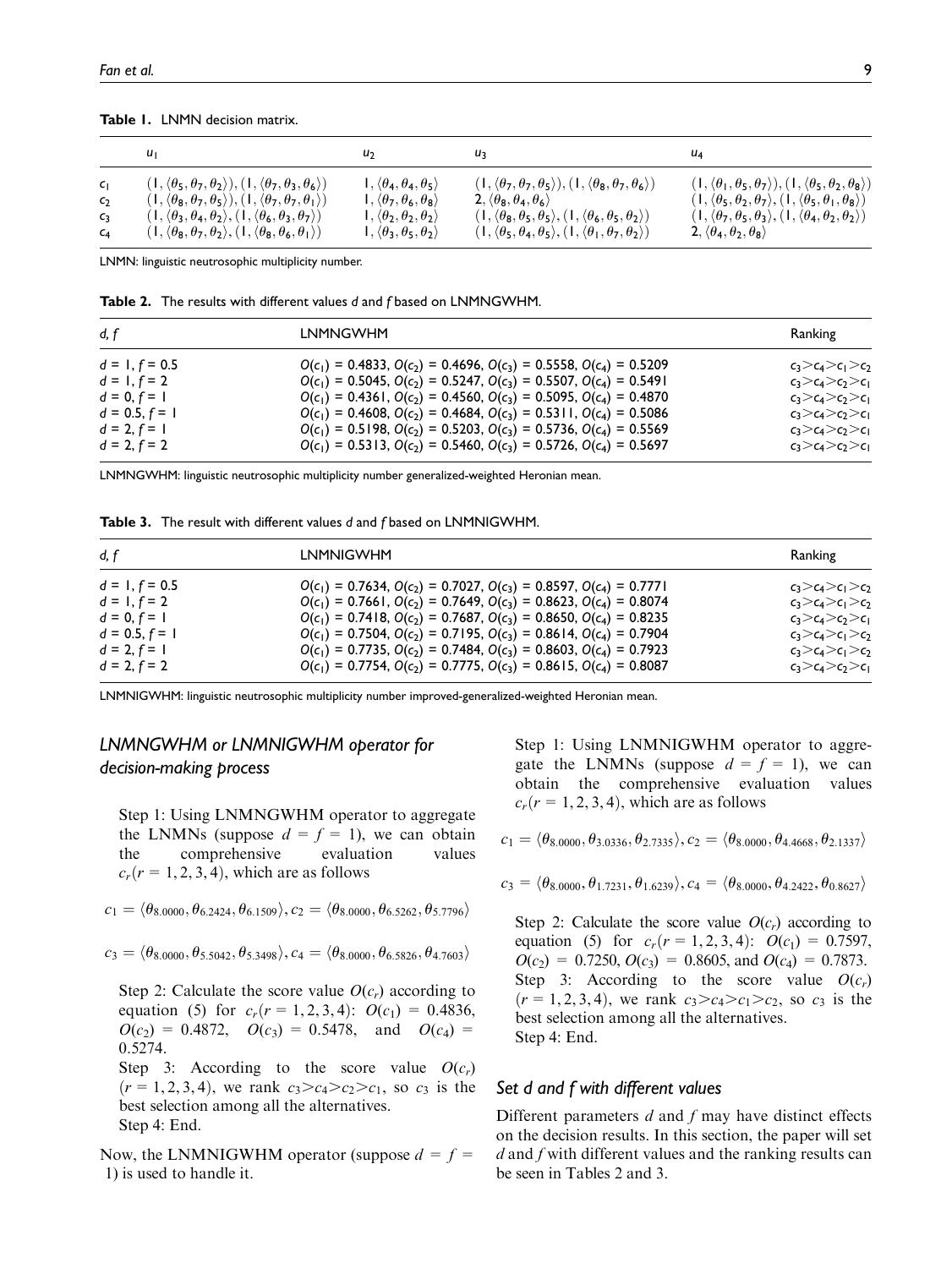**Table 1.** LNMN decision matrix.

| | $u_1$ | $u_2$ | $u_3$ | $u_4$ |
|---|---|---|---|---|
| $c_1$ | $(1, \langle\theta_5, \theta_7, \theta_2\rangle), (1, \langle\theta_7, \theta_3, \theta_6\rangle)$ | $1, \langle\theta_4, \theta_4, \theta_5\rangle$ | $(1, \langle\theta_7, \theta_7, \theta_5\rangle), (1, \langle\theta_8, \theta_7, \theta_6\rangle)$ | $(1, \langle\theta_1, \theta_5, \theta_7\rangle), (1, \langle\theta_5, \theta_2, \theta_8\rangle)$ |
| $c_2$ | $(1, \langle\theta_8, \theta_7, \theta_5\rangle), (1, \langle\theta_7, \theta_7, \theta_1\rangle)$ | $1, \langle\theta_7, \theta_6, \theta_8\rangle$ | $2, \langle\theta_8, \theta_4, \theta_6\rangle$ | $(1, \langle\theta_5, \theta_2, \theta_7\rangle), (1, \langle\theta_5, \theta_1, \theta_8\rangle)$ |
| $c_3$ | $(1, \langle\theta_3, \theta_4, \theta_2\rangle), (1, \langle\theta_6, \theta_3, \theta_7\rangle)$ | $1, \langle\theta_2, \theta_2, \theta_2\rangle$ | $(1, \langle\theta_8, \theta_5, \theta_5\rangle), (1, \langle\theta_6, \theta_5, \theta_2\rangle)$ | $(1, \langle\theta_7, \theta_5, \theta_3\rangle), (1, \langle\theta_4, \theta_2, \theta_2\rangle)$ |
| $c_4$ | $(1, \langle\theta_8, \theta_7, \theta_2\rangle), (1, \langle\theta_8, \theta_6, \theta_1\rangle)$ | $1, \langle\theta_3, \theta_5, \theta_2\rangle$ | $(1, \langle\theta_5, \theta_4, \theta_5\rangle), (1, \langle\theta_1, \theta_7, \theta_2\rangle)$ | $2, \langle\theta_4, \theta_2, \theta_8\rangle$ |

LNMN: linguistic neutrosophic multiplicity number.

**Table 2.** The results with different values $d$ and $f$ based on LNMNGWHM.

| $d, f$ | LNMNGWHM | Ranking |
|---|---|---|
| $d = 1, f = 0.5$ | $O(c_1) = 0.4833$, $O(c_2) = 0.4696$, $O(c_3) = 0.5558$, $O(c_4) = 0.5209$ | $c_3 > c_4 > c_1 > c_2$ |
| $d = 1, f = 2$ | $O(c_1) = 0.5045$, $O(c_2) = 0.5247$, $O(c_3) = 0.5507$, $O(c_4) = 0.5491$ | $c_3 > c_4 > c_2 > c_1$ |
| $d = 0, f = 1$ | $O(c_1) = 0.4361$, $O(c_2) = 0.4560$, $O(c_3) = 0.5095$, $O(c_4) = 0.4870$ | $c_3 > c_4 > c_2 > c_1$ |
| $d = 0.5, f = 1$ | $O(c_1) = 0.4608$, $O(c_2) = 0.4684$, $O(c_3) = 0.5311$, $O(c_4) = 0.5086$ | $c_3 > c_4 > c_2 > c_1$ |
| $d = 2, f = 1$ | $O(c_1) = 0.5198$, $O(c_2) = 0.5203$, $O(c_3) = 0.5736$, $O(c_4) = 0.5569$ | $c_3 > c_4 > c_2 > c_1$ |
| $d = 2, f = 2$ | $O(c_1) = 0.5313$, $O(c_2) = 0.5460$, $O(c_3) = 0.5726$, $O(c_4) = 0.5697$ | $c_3 > c_4 > c_2 > c_1$ |

LNMNGWHM: linguistic neutrosophic multiplicity number generalized-weighted Heronian mean.

**Table 3.** The result with different values $d$ and $f$ based on LNMNIGWHM.

| $d, f$ | LNMNIGWHM | Ranking |
|---|---|---|
| $d = 1, f = 0.5$ | $O(c_1) = 0.7634$, $O(c_2) = 0.7027$, $O(c_3) = 0.8597$, $O(c_4) = 0.7771$ | $c_3 > c_4 > c_1 > c_2$ |
| $d = 1, f = 2$ | $O(c_1) = 0.7661$, $O(c_2) = 0.7649$, $O(c_3) = 0.8623$, $O(c_4) = 0.8074$ | $c_3 > c_4 > c_1 > c_2$ |
| $d = 0, f = 1$ | $O(c_1) = 0.7418$, $O(c_2) = 0.7687$, $O(c_3) = 0.8650$, $O(c_4) = 0.8235$ | $c_3 > c_4 > c_2 > c_1$ |
| $d = 0.5, f = 1$ | $O(c_1) = 0.7504$, $O(c_2) = 0.7195$, $O(c_3) = 0.8614$, $O(c_4) = 0.7904$ | $c_3 > c_4 > c_1 > c_2$ |
| $d = 2, f = 1$ | $O(c_1) = 0.7735$, $O(c_2) = 0.7484$, $O(c_3) = 0.8603$, $O(c_4) = 0.7923$ | $c_3 > c_4 > c_1 > c_2$ |
| $d = 2, f = 2$ | $O(c_1) = 0.7754$, $O(c_2) = 0.7775$, $O(c_3) = 0.8615$, $O(c_4) = 0.8087$ | $c_3 > c_4 > c_2 > c_1$ |

LNMNIGWHM: linguistic neutrosophic multiplicity number improved-generalized-weighted Heronian mean.

### *LNMNGWHM or LNMNIGWHM operator for decision-making process*

Step 1: Using LNMNGWHM operator to aggregate the LNMNs (suppose $d = f = 1$), we can obtain the comprehensive evaluation values $c_r (r = 1, 2, 3, 4)$, which are as follows

$$c_1 = \langle\theta_{8.0000}, \theta_{6.2424}, \theta_{6.1509}\rangle, c_2 = \langle\theta_{8.0000}, \theta_{6.5262}, \theta_{5.7796}\rangle$$

$$c_3 = \langle\theta_{8.0000}, \theta_{5.5042}, \theta_{5.3498}\rangle, c_4 = \langle\theta_{8.0000}, \theta_{6.5826}, \theta_{4.7603}\rangle$$

Step 2: Calculate the score value $O(c_r)$ according to equation (5) for $c_r (r = 1, 2, 3, 4)$: $O(c_1) = 0.4836$, $O(c_2) = 0.4872$, $O(c_3) = 0.5478$, and $O(c_4) = 0.5274$.

Step 3: According to the score value $O(c_r)$ $(r = 1, 2, 3, 4)$, we rank $c_3 > c_4 > c_2 > c_1$, so $c_3$ is the best selection among all the alternatives.

Step 4: End.

Now, the LNMNIGWHM operator (suppose $d = f = 1$) is used to handle it.

Step 1: Using LNMNIGWHM operator to aggregate the LNMNs (suppose $d = f = 1$), we can obtain the comprehensive evaluation values $c_r (r = 1, 2, 3, 4)$, which are as follows

$$c_1 = \langle\theta_{8.0000}, \theta_{3.0336}, \theta_{2.7335}\rangle, c_2 = \langle\theta_{8.0000}, \theta_{4.4668}, \theta_{2.1337}\rangle$$

$$c_3 = \langle\theta_{8.0000}, \theta_{1.7231}, \theta_{1.6239}\rangle, c_4 = \langle\theta_{8.0000}, \theta_{4.2422}, \theta_{0.8627}\rangle$$

Step 2: Calculate the score value $O(c_r)$ according to equation (5) for $c_r (r = 1, 2, 3, 4)$: $O(c_1) = 0.7597$, $O(c_2) = 0.7250$, $O(c_3) = 0.8605$, and $O(c_4) = 0.7873$.

Step 3: According to the score value $O(c_r)$ $(r = 1, 2, 3, 4)$, we rank $c_3 > c_4 > c_1 > c_2$, so $c_3$ is the best selection among all the alternatives.

Step 4: End.

### *Set d and f with different values*

Different parameters $d$ and $f$ may have distinct effects on the decision results. In this section, the paper will set $d$ and $f$ with different values and the ranking results can be seen in Tables 2 and 3.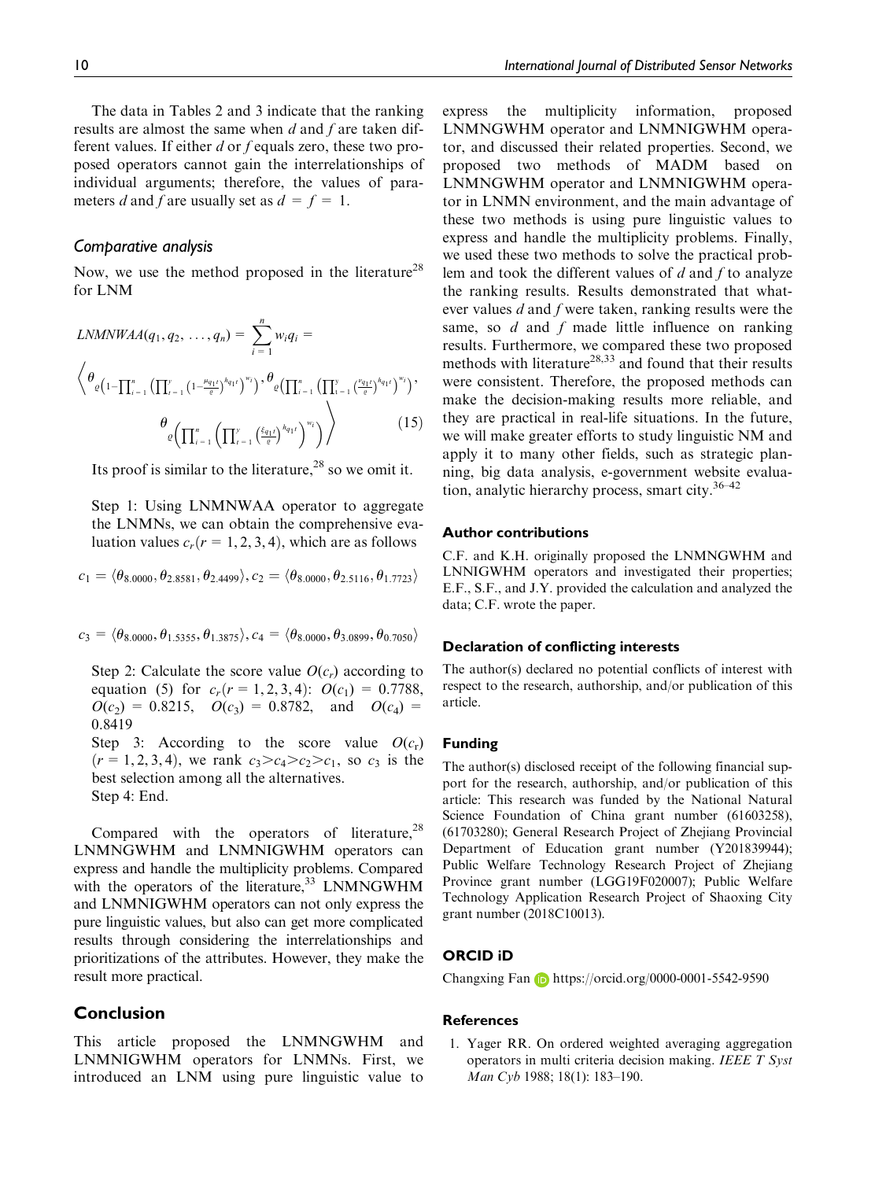The data in Tables 2 and 3 indicate that the ranking results are almost the same when $d$ and $f$ are taken different values. If either $d$ or $f$ equals zero, these two proposed operators cannot gain the interrelationships of individual arguments; therefore, the values of parameters $d$ and $f$ are usually set as $d = f = 1$.

### Comparative analysis

Now, we use the method proposed in the literature[28] for LNM

$$LNMNWAA(q_1, q_2, \ldots, q_n) = \sum_{i=1}^{n} w_i q_i = \left\langle \theta_{\varrho\left(1-\prod_{i=1}^{n}\left(\prod_{t=1}^{y}\left(1-\frac{\mu_{q_{1}t}}{\varrho}\right)^{h_{q_1 t}}\right)^{w_i}\right)}, \theta_{\varrho\left(\prod_{i=1}^{n}\left(\prod_{t=1}^{y}\left(\frac{v_{q_{1}t}}{\varrho}\right)^{h_{q_1 t}}\right)^{w_i}\right)}, \theta_{\varrho\left(\prod_{i=1}^{n}\left(\prod_{t=1}^{y}\left(\frac{\xi_{q_{1}t}}{\varrho}\right)^{h_{q_1 t}}\right)^{w_i}\right)} \right\rangle \quad (15)$$

Its proof is similar to the literature,[28] so we omit it.

Step 1: Using LNMNWAA operator to aggregate the LNMNs, we can obtain the comprehensive evaluation values $c_r (r = 1, 2, 3, 4)$, which are as follows

$$c_1 = \langle \theta_{8.0000}, \theta_{2.8581}, \theta_{2.4499} \rangle, c_2 = \langle \theta_{8.0000}, \theta_{2.5116}, \theta_{1.7723} \rangle$$

$$c_3 = \langle \theta_{8.0000}, \theta_{1.5355}, \theta_{1.3875} \rangle, c_4 = \langle \theta_{8.0000}, \theta_{3.0899}, \theta_{0.7050} \rangle$$

Step 2: Calculate the score value $O(c_r)$ according to equation (5) for $c_r (r = 1, 2, 3, 4)$: $O(c_1) = 0.7788$, $O(c_2) = 0.8215$, $O(c_3) = 0.8782$, and $O(c_4) = 0.8419$

Step 3: According to the score value $O(c_r)$ $(r = 1, 2, 3, 4)$, we rank $c_3 > c_4 > c_2 > c_1$, so $c_3$ is the best selection among all the alternatives.

Step 4: End.

Compared with the operators of literature,[28] LNMNGWHM and LNMNIGWHM operators can express and handle the multiplicity problems. Compared with the operators of the literature,[33] LNMNGWHM and LNMNIGWHM operators can not only express the pure linguistic values, but also can get more complicated results through considering the interrelationships and prioritizations of the attributes. However, they make the result more practical.

## Conclusion

This article proposed the LNMNGWHM and LNMNIGWHM operators for LNMNs. First, we introduced an LNM using pure linguistic value to express the multiplicity information, proposed LNMNGWHM operator and LNMNIGWHM operator, and discussed their related properties. Second, we proposed two methods of MADM based on LNMNGWHM operator and LNMNIGWHM operator in LNMN environment, and the main advantage of these two methods is using pure linguistic values to express and handle the multiplicity problems. Finally, we used these two methods to solve the practical problem and took the different values of $d$ and $f$ to analyze the ranking results. Results demonstrated that whatever values $d$ and $f$ were taken, ranking results were the same, so $d$ and $f$ made little influence on ranking results. Furthermore, we compared these two proposed methods with literature[28,33] and found that their results were consistent. Therefore, the proposed methods can make the decision-making results more reliable, and they are practical in real-life situations. In the future, we will make greater efforts to study linguistic NM and apply it to many other fields, such as strategic planning, big data analysis, e-government website evaluation, analytic hierarchy process, smart city.[36–42]

### Author contributions

C.F. and K.H. originally proposed the LNMNGWHM and LNNIGWHM operators and investigated their properties; E.F., S.F., and J.Y. provided the calculation and analyzed the data; C.F. wrote the paper.

### Declaration of conflicting interests

The author(s) declared no potential conflicts of interest with respect to the research, authorship, and/or publication of this article.

### Funding

The author(s) disclosed receipt of the following financial support for the research, authorship, and/or publication of this article: This research was funded by the National Natural Science Foundation of China grant number (61603258), (61703280); General Research Project of Zhejiang Provincial Department of Education grant number (Y201839944); Public Welfare Technology Research Project of Zhejiang Province grant number (LGG19F020007); Public Welfare Technology Application Research Project of Shaoxing City grant number (2018C10013).

### ORCID iD

Changxing Fan https://orcid.org/0000-0001-5542-9590

### References

1. Yager RR. On ordered weighted averaging aggregation operators in multi criteria decision making. *IEEE T Syst Man Cyb* 1988; 18(1): 183–190.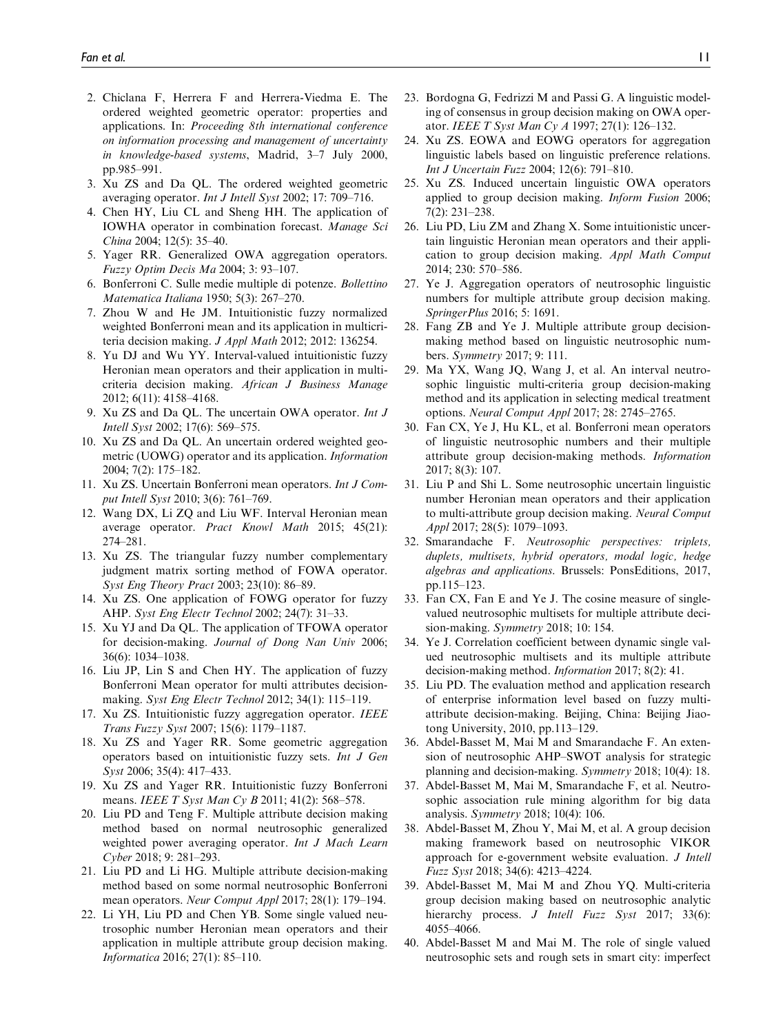2. Chiclana F, Herrera F and Herrera-Viedma E. The ordered weighted geometric operator: properties and applications. In: *Proceeding 8th international conference on information processing and management of uncertainty in knowledge-based systems*, Madrid, 3–7 July 2000, pp.985–991.
3. Xu ZS and Da QL. The ordered weighted geometric averaging operator. *Int J Intell Syst* 2002; 17: 709–716.
4. Chen HY, Liu CL and Sheng HH. The application of IOWHA operator in combination forecast. *Manage Sci China* 2004; 12(5): 35–40.
5. Yager RR. Generalized OWA aggregation operators. *Fuzzy Optim Decis Ma* 2004; 3: 93–107.
6. Bonferroni C. Sulle medie multiple di potenze. *Bollettino Matematica Italiana* 1950; 5(3): 267–270.
7. Zhou W and He JM. Intuitionistic fuzzy normalized weighted Bonferroni mean and its application in multicriteria decision making. *J Appl Math* 2012; 2012: 136254.
8. Yu DJ and Wu YY. Interval-valued intuitionistic fuzzy Heronian mean operators and their application in multicriteria decision making. *African J Business Manage* 2012; 6(11): 4158–4168.
9. Xu ZS and Da QL. The uncertain OWA operator. *Int J Intell Syst* 2002; 17(6): 569–575.
10. Xu ZS and Da QL. An uncertain ordered weighted geometric (UOWG) operator and its application. *Information* 2004; 7(2): 175–182.
11. Xu ZS. Uncertain Bonferroni mean operators. *Int J Comput Intell Syst* 2010; 3(6): 761–769.
12. Wang DX, Li ZQ and Liu WF. Interval Heronian mean average operator. *Pract Knowl Math* 2015; 45(21): 274–281.
13. Xu ZS. The triangular fuzzy number complementary judgment matrix sorting method of FOWA operator. *Syst Eng Theory Pract* 2003; 23(10): 86–89.
14. Xu ZS. One application of FOWG operator for fuzzy AHP. *Syst Eng Electr Technol* 2002; 24(7): 31–33.
15. Xu YJ and Da QL. The application of TFOWA operator for decision-making. *Journal of Dong Nan Univ* 2006; 36(6): 1034–1038.
16. Liu JP, Lin S and Chen HY. The application of fuzzy Bonferroni Mean operator for multi attributes decision-making. *Syst Eng Electr Technol* 2012; 34(1): 115–119.
17. Xu ZS. Intuitionistic fuzzy aggregation operator. *IEEE Trans Fuzzy Syst* 2007; 15(6): 1179–1187.
18. Xu ZS and Yager RR. Some geometric aggregation operators based on intuitionistic fuzzy sets. *Int J Gen Syst* 2006; 35(4): 417–433.
19. Xu ZS and Yager RR. Intuitionistic fuzzy Bonferroni means. *IEEE T Syst Man Cy B* 2011; 41(2): 568–578.
20. Liu PD and Teng F. Multiple attribute decision making method based on normal neutrosophic generalized weighted power averaging operator. *Int J Mach Learn Cyber* 2018; 9: 281–293.
21. Liu PD and Li HG. Multiple attribute decision-making method based on some normal neutrosophic Bonferroni mean operators. *Neur Comput Appl* 2017; 28(1): 179–194.
22. Li YH, Liu PD and Chen YB. Some single valued neutrosophic number Heronian mean operators and their application in multiple attribute group decision making. *Informatica* 2016; 27(1): 85–110.
23. Bordogna G, Fedrizzi M and Passi G. A linguistic modeling of consensus in group decision making on OWA operator. *IEEE T Syst Man Cy A* 1997; 27(1): 126–132.
24. Xu ZS. EOWA and EOWG operators for aggregation linguistic labels based on linguistic preference relations. *Int J Uncertain Fuzz* 2004; 12(6): 791–810.
25. Xu ZS. Induced uncertain linguistic OWA operators applied to group decision making. *Inform Fusion* 2006; 7(2): 231–238.
26. Liu PD, Liu ZM and Zhang X. Some intuitionistic uncertain linguistic Heronian mean operators and their application to group decision making. *Appl Math Comput* 2014; 230: 570–586.
27. Ye J. Aggregation operators of neutrosophic linguistic numbers for multiple attribute group decision making. *SpringerPlus* 2016; 5: 1691.
28. Fang ZB and Ye J. Multiple attribute group decision-making method based on linguistic neutrosophic numbers. *Symmetry* 2017; 9: 111.
29. Ma YX, Wang JQ, Wang J, et al. An interval neutrosophic linguistic multi-criteria group decision-making method and its application in selecting medical treatment options. *Neural Comput Appl* 2017; 28: 2745–2765.
30. Fan CX, Ye J, Hu KL, et al. Bonferroni mean operators of linguistic neutrosophic numbers and their multiple attribute group decision-making methods. *Information* 2017; 8(3): 107.
31. Liu P and Shi L. Some neutrosophic uncertain linguistic number Heronian mean operators and their application to multi-attribute group decision making. *Neural Comput Appl* 2017; 28(5): 1079–1093.
32. Smarandache F. *Neutrosophic perspectives: triplets, duplets, multisets, hybrid operators, modal logic, hedge algebras and applications*. Brussels: PonsEditions, 2017, pp.115–123.
33. Fan CX, Fan E and Ye J. The cosine measure of single-valued neutrosophic multisets for multiple attribute decision-making. *Symmetry* 2018; 10: 154.
34. Ye J. Correlation coefficient between dynamic single valued neutrosophic multisets and its multiple attribute decision-making method. *Information* 2017; 8(2): 41.
35. Liu PD. The evaluation method and application research of enterprise information level based on fuzzy multi-attribute decision-making. Beijing, China: Beijing Jiaotong University, 2010, pp.113–129.
36. Abdel-Basset M, Mai M and Smarandache F. An extension of neutrosophic AHP–SWOT analysis for strategic planning and decision-making. *Symmetry* 2018; 10(4): 18.
37. Abdel-Basset M, Mai M, Smarandache F, et al. Neutrosophic association rule mining algorithm for big data analysis. *Symmetry* 2018; 10(4): 106.
38. Abdel-Basset M, Zhou Y, Mai M, et al. A group decision making framework based on neutrosophic VIKOR approach for e-government website evaluation. *J Intell Fuzz Syst* 2018; 34(6): 4213–4224.
39. Abdel-Basset M, Mai M and Zhou YQ. Multi-criteria group decision making based on neutrosophic analytic hierarchy process. *J Intell Fuzz Syst* 2017; 33(6): 4055–4066.
40. Abdel-Basset M and Mai M. The role of single valued neutrosophic sets and rough sets in smart city: imperfect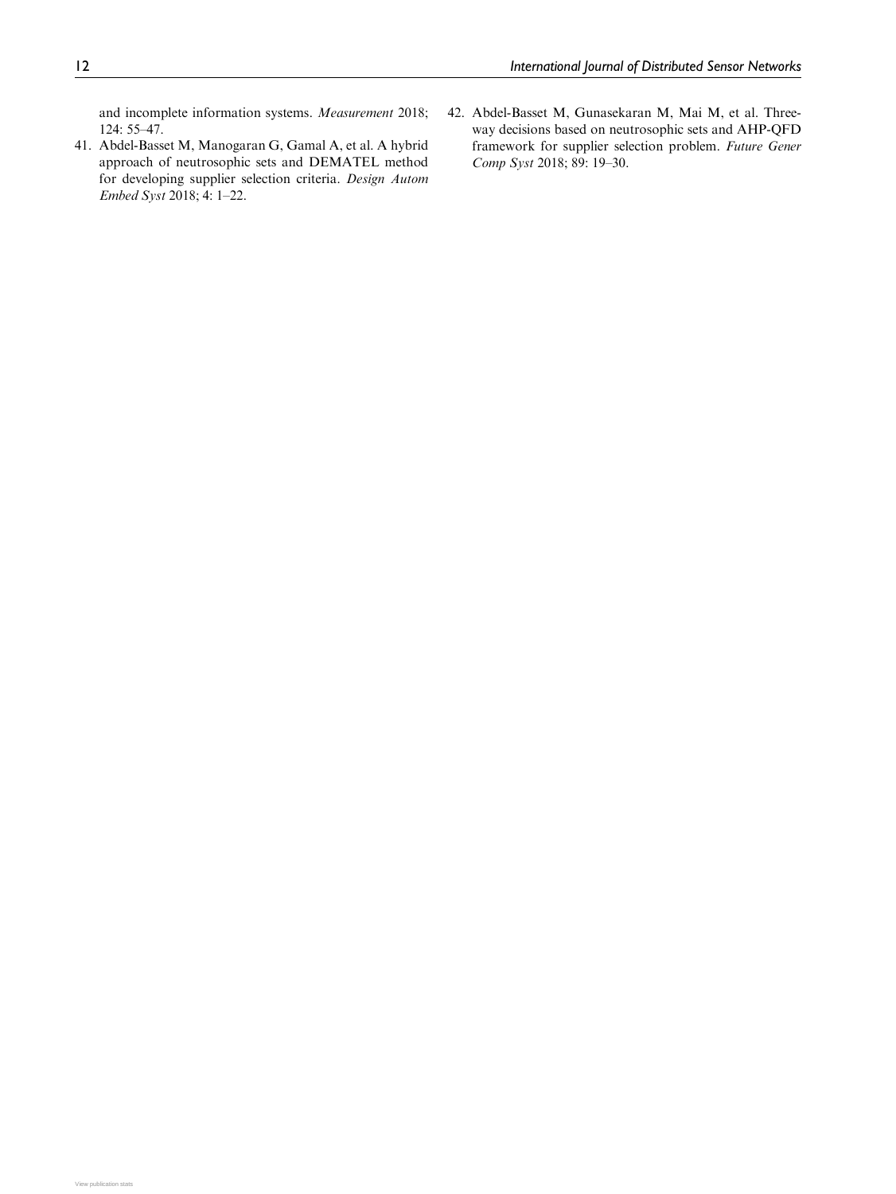and incomplete information systems. *Measurement* 2018; 124: 55–47.

41. Abdel-Basset M, Manogaran G, Gamal A, et al. A hybrid approach of neutrosophic sets and DEMATEL method for developing supplier selection criteria. *Design Autom Embed Syst* 2018; 4: 1–22.
42. Abdel-Basset M, Gunasekaran M, Mai M, et al. Three-way decisions based on neutrosophic sets and AHP-QFD framework for supplier selection problem. *Future Gener Comp Syst* 2018; 89: 19–30.